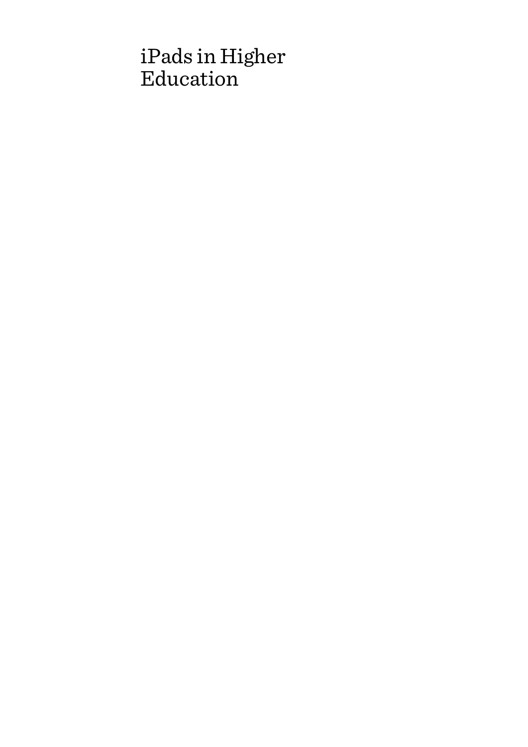# iPads in Higher Education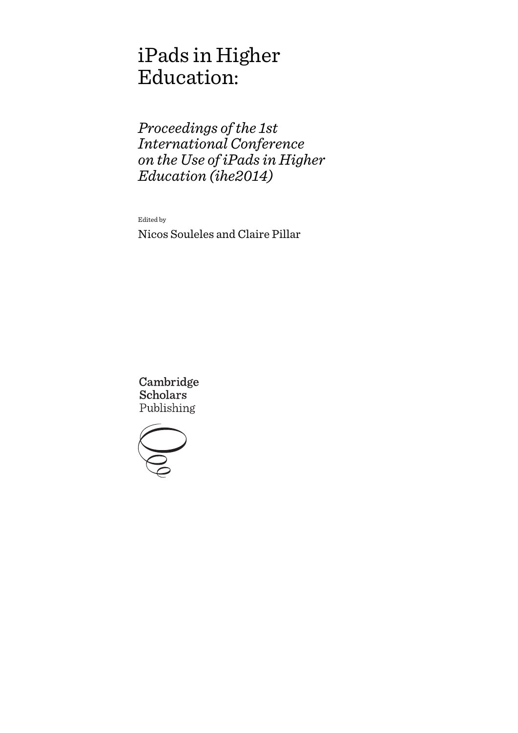# iPads in Higher Education:

*Proceedings of the 1st International Conference on the Use of iPads in Higher Education (ihe2014)*

Edited by

Nicos Souleles and Claire Pillar

Cambridge Scholars Publishing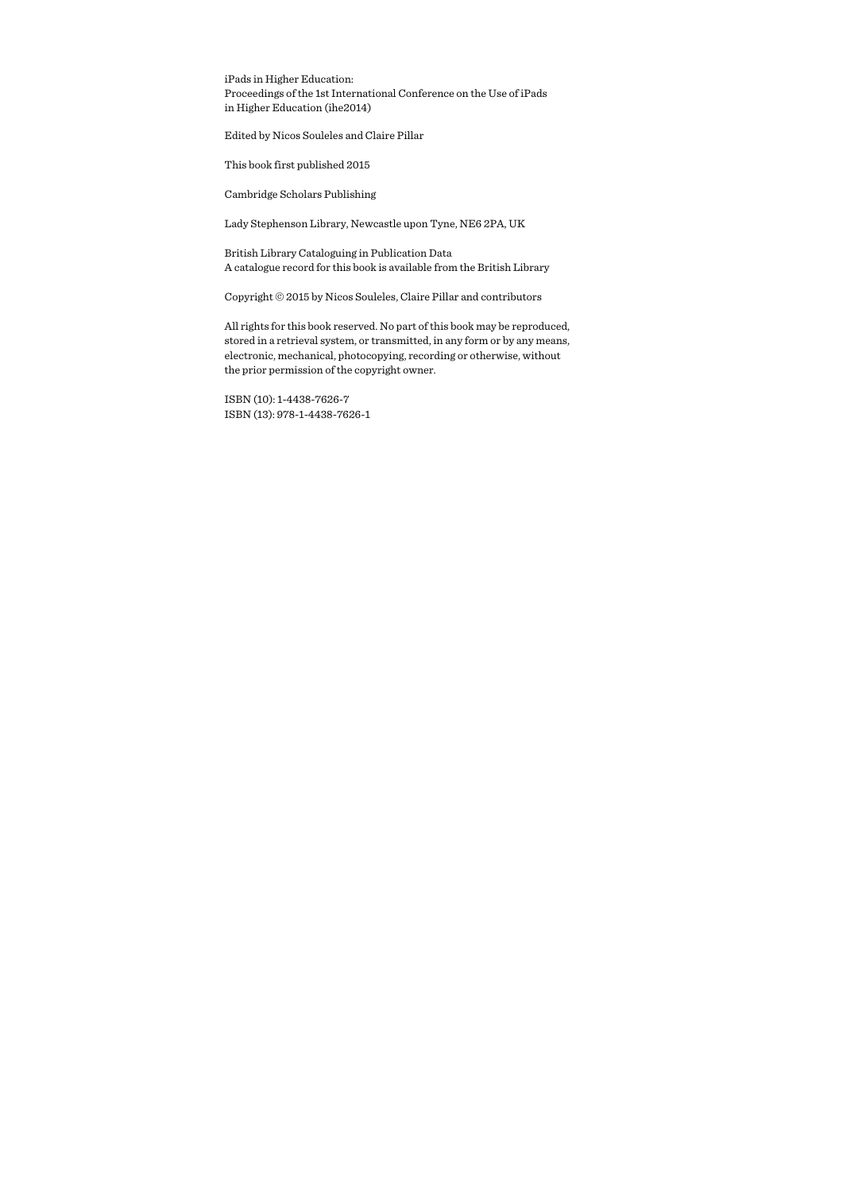iPads in Higher Education:
Proceedings of the 1st International Conference on the Use of iPads in Higher Education (ihe2014)

Edited by Nicos Souleles and Claire Pillar

This book first published 2015

Cambridge Scholars Publishing

Lady Stephenson Library, Newcastle upon Tyne, NE6 2PA, UK

British Library Cataloguing in Publication Data
A catalogue record for this book is available from the British Library

Copyright © 2015 by Nicos Souleles, Claire Pillar and contributors

All rights for this book reserved. No part of this book may be reproduced, stored in a retrieval system, or transmitted, in any form or by any means, electronic, mechanical, photocopying, recording or otherwise, without the prior permission of the copyright owner.

ISBN (10): 1-4438-7626-7
ISBN (13): 978-1-4438-7626-1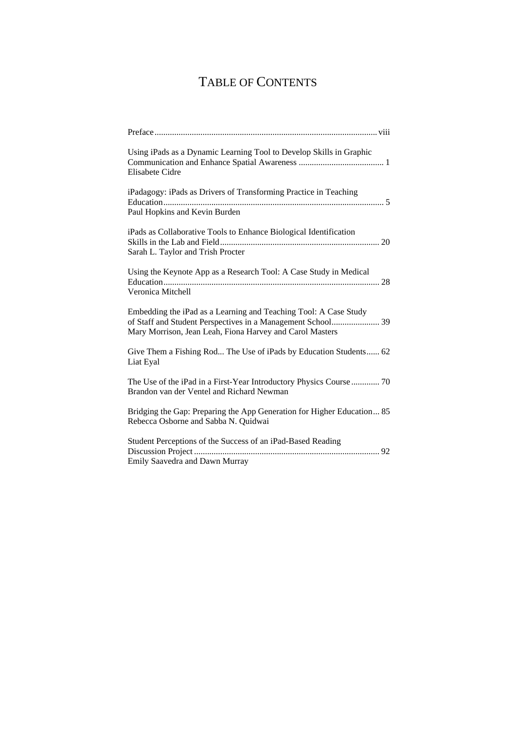# Table of Contents

Preface ..... viii

Using iPads as a Dynamic Learning Tool to Develop Skills in Graphic Communication and Enhance Spatial Awareness ..... 1
Elisabete Cidre

iPadagogy: iPads as Drivers of Transforming Practice in Teaching Education ..... 5
Paul Hopkins and Kevin Burden

iPads as Collaborative Tools to Enhance Biological Identification Skills in the Lab and Field ..... 20
Sarah L. Taylor and Trish Procter

Using the Keynote App as a Research Tool: A Case Study in Medical Education ..... 28
Veronica Mitchell

Embedding the iPad as a Learning and Teaching Tool: A Case Study of Staff and Student Perspectives in a Management School ..... 39
Mary Morrison, Jean Leah, Fiona Harvey and Carol Masters

Give Them a Fishing Rod... The Use of iPads by Education Students ..... 62
Liat Eyal

The Use of the iPad in a First-Year Introductory Physics Course ..... 70
Brandon van der Ventel and Richard Newman

Bridging the Gap: Preparing the App Generation for Higher Education ... 85
Rebecca Osborne and Sabba N. Quidwai

Student Perceptions of the Success of an iPad-Based Reading Discussion Project ..... 92
Emily Saavedra and Dawn Murray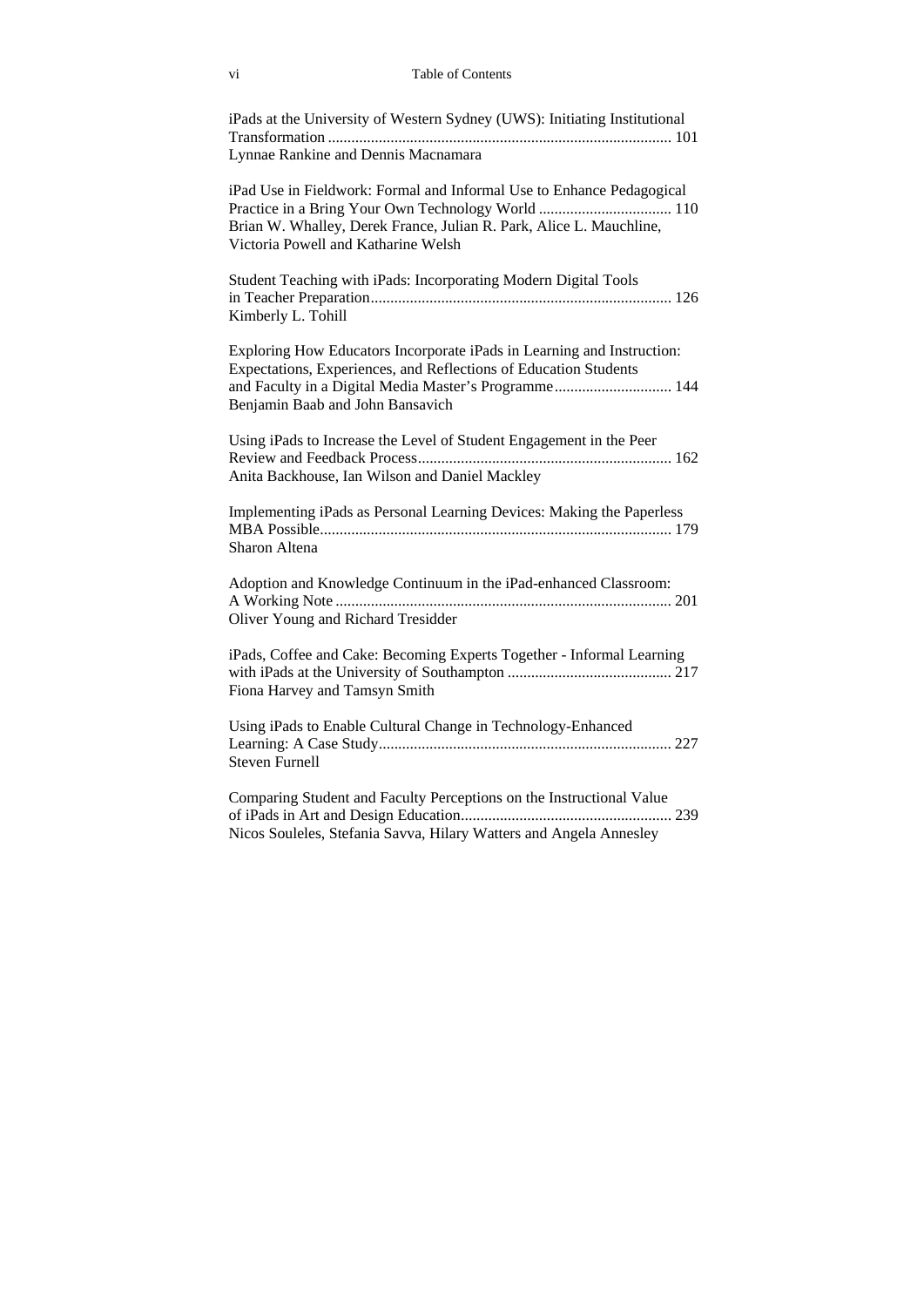iPads at the University of Western Sydney (UWS): Initiating Institutional Transformation ........................................................................................ 101
Lynnae Rankine and Dennis Macnamara

iPad Use in Fieldwork: Formal and Informal Use to Enhance Pedagogical Practice in a Bring Your Own Technology World .................................. 110
Brian W. Whalley, Derek France, Julian R. Park, Alice L. Mauchline, Victoria Powell and Katharine Welsh

Student Teaching with iPads: Incorporating Modern Digital Tools in Teacher Preparation............................................................................ 126
Kimberly L. Tohill

Exploring How Educators Incorporate iPads in Learning and Instruction: Expectations, Experiences, and Reflections of Education Students and Faculty in a Digital Media Master's Programme.............................. 144
Benjamin Baab and John Bansavich

Using iPads to Increase the Level of Student Engagement in the Peer Review and Feedback Process................................................................ 162
Anita Backhouse, Ian Wilson and Daniel Mackley

Implementing iPads as Personal Learning Devices: Making the Paperless MBA Possible......................................................................................... 179
Sharon Altena

Adoption and Knowledge Continuum in the iPad-enhanced Classroom: A Working Note ..................................................................................... 201
Oliver Young and Richard Tresidder

iPads, Coffee and Cake: Becoming Experts Together - Informal Learning with iPads at the University of Southampton .......................................... 217
Fiona Harvey and Tamsyn Smith

Using iPads to Enable Cultural Change in Technology-Enhanced Learning: A Case Study.......................................................................... 227
Steven Furnell

Comparing Student and Faculty Perceptions on the Instructional Value of iPads in Art and Design Education..................................................... 239
Nicos Souleles, Stefania Savva, Hilary Watters and Angela Annesley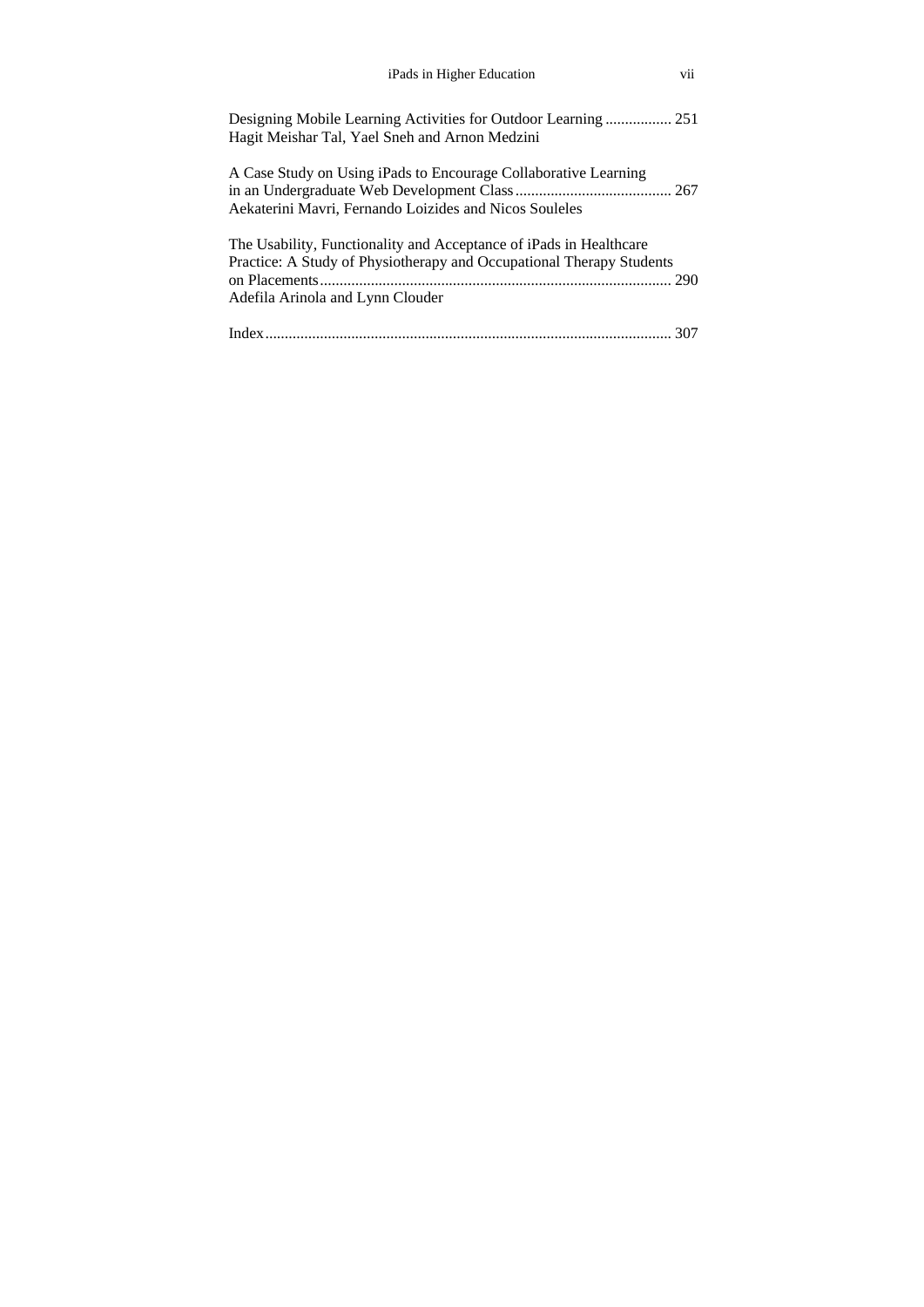Designing Mobile Learning Activities for Outdoor Learning ................. 251
Hagit Meishar Tal, Yael Sneh and Arnon Medzini

A Case Study on Using iPads to Encourage Collaborative Learning in an Undergraduate Web Development Class ........................................ 267
Aekaterini Mavri, Fernando Loizides and Nicos Souleles

The Usability, Functionality and Acceptance of iPads in Healthcare Practice: A Study of Physiotherapy and Occupational Therapy Students on Placements ........................................................................................ 290
Adefila Arinola and Lynn Clouder

Index ...................................................................................................... 307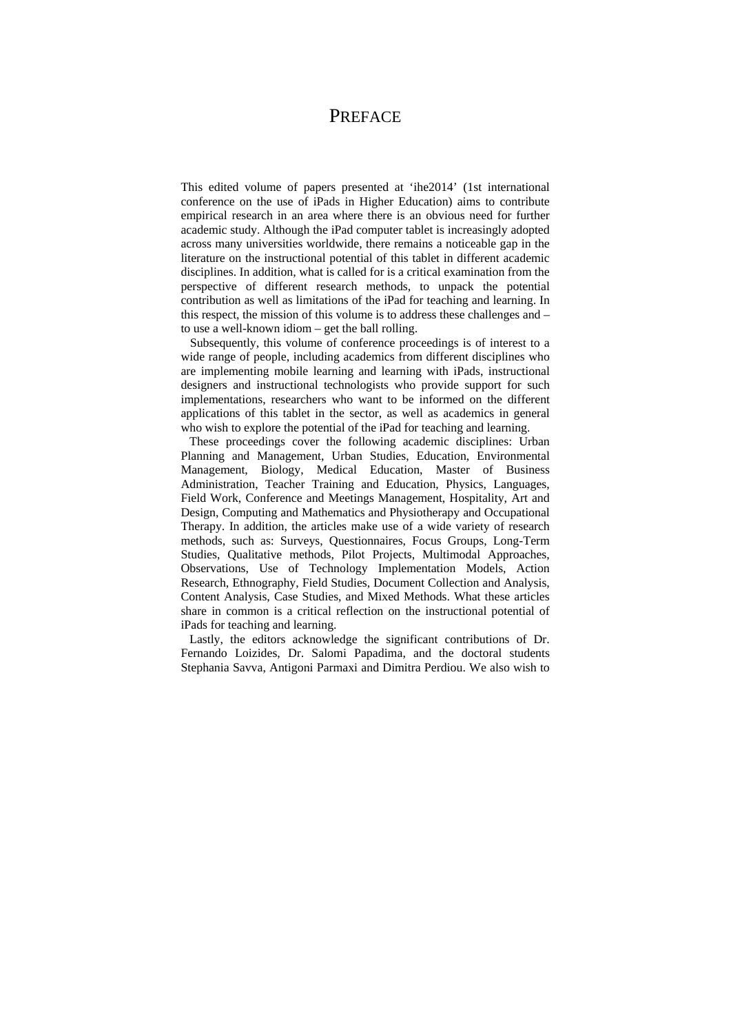# PREFACE

This edited volume of papers presented at 'ihe2014' (1st international conference on the use of iPads in Higher Education) aims to contribute empirical research in an area where there is an obvious need for further academic study. Although the iPad computer tablet is increasingly adopted across many universities worldwide, there remains a noticeable gap in the literature on the instructional potential of this tablet in different academic disciplines. In addition, what is called for is a critical examination from the perspective of different research methods, to unpack the potential contribution as well as limitations of the iPad for teaching and learning. In this respect, the mission of this volume is to address these challenges and – to use a well-known idiom – get the ball rolling.

Subsequently, this volume of conference proceedings is of interest to a wide range of people, including academics from different disciplines who are implementing mobile learning and learning with iPads, instructional designers and instructional technologists who provide support for such implementations, researchers who want to be informed on the different applications of this tablet in the sector, as well as academics in general who wish to explore the potential of the iPad for teaching and learning.

These proceedings cover the following academic disciplines: Urban Planning and Management, Urban Studies, Education, Environmental Management, Biology, Medical Education, Master of Business Administration, Teacher Training and Education, Physics, Languages, Field Work, Conference and Meetings Management, Hospitality, Art and Design, Computing and Mathematics and Physiotherapy and Occupational Therapy. In addition, the articles make use of a wide variety of research methods, such as: Surveys, Questionnaires, Focus Groups, Long-Term Studies, Qualitative methods, Pilot Projects, Multimodal Approaches, Observations, Use of Technology Implementation Models, Action Research, Ethnography, Field Studies, Document Collection and Analysis, Content Analysis, Case Studies, and Mixed Methods. What these articles share in common is a critical reflection on the instructional potential of iPads for teaching and learning.

Lastly, the editors acknowledge the significant contributions of Dr. Fernando Loizides, Dr. Salomi Papadima, and the doctoral students Stephania Savva, Antigoni Parmaxi and Dimitra Perdiou. We also wish to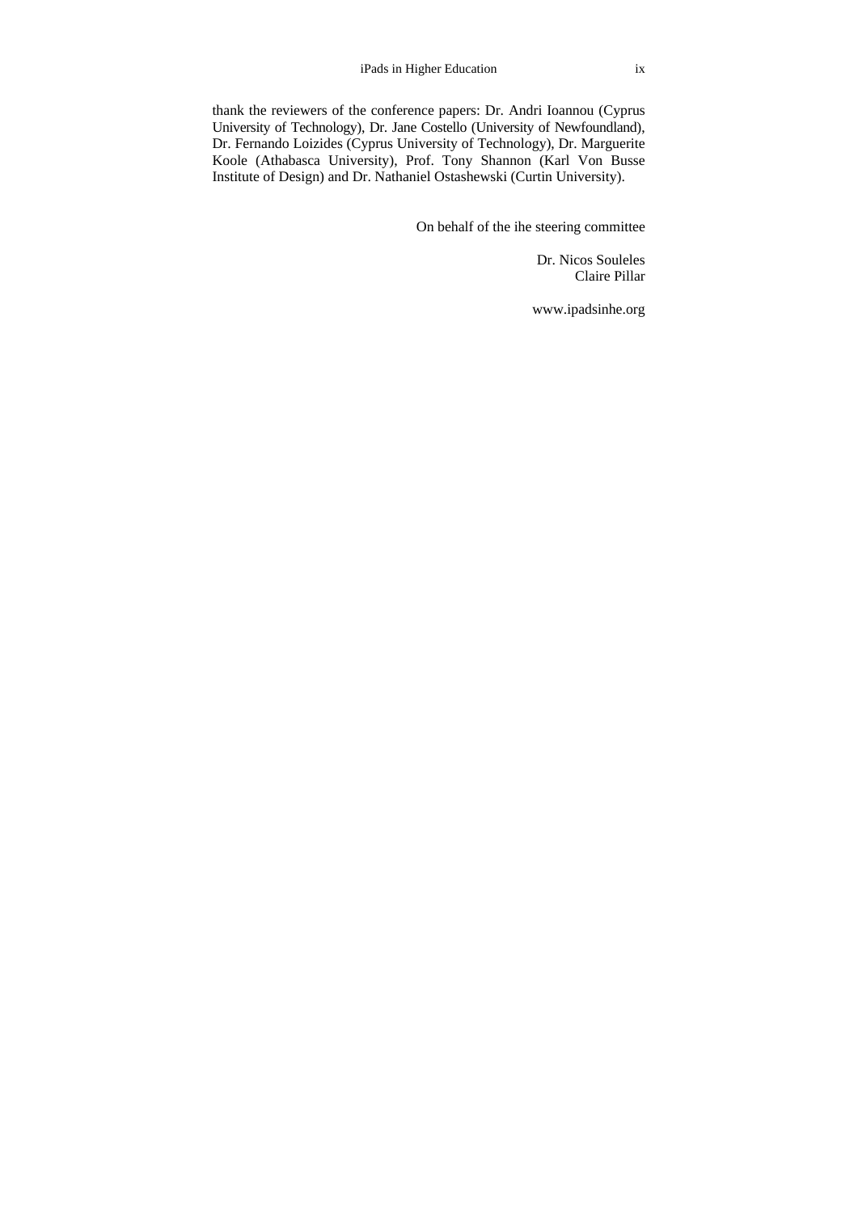thank the reviewers of the conference papers: Dr. Andri Ioannou (Cyprus University of Technology), Dr. Jane Costello (University of Newfoundland), Dr. Fernando Loizides (Cyprus University of Technology), Dr. Marguerite Koole (Athabasca University), Prof. Tony Shannon (Karl Von Busse Institute of Design) and Dr. Nathaniel Ostashewski (Curtin University).

On behalf of the ihe steering committee

Dr. Nicos Souleles
Claire Pillar

www.ipadsinhe.org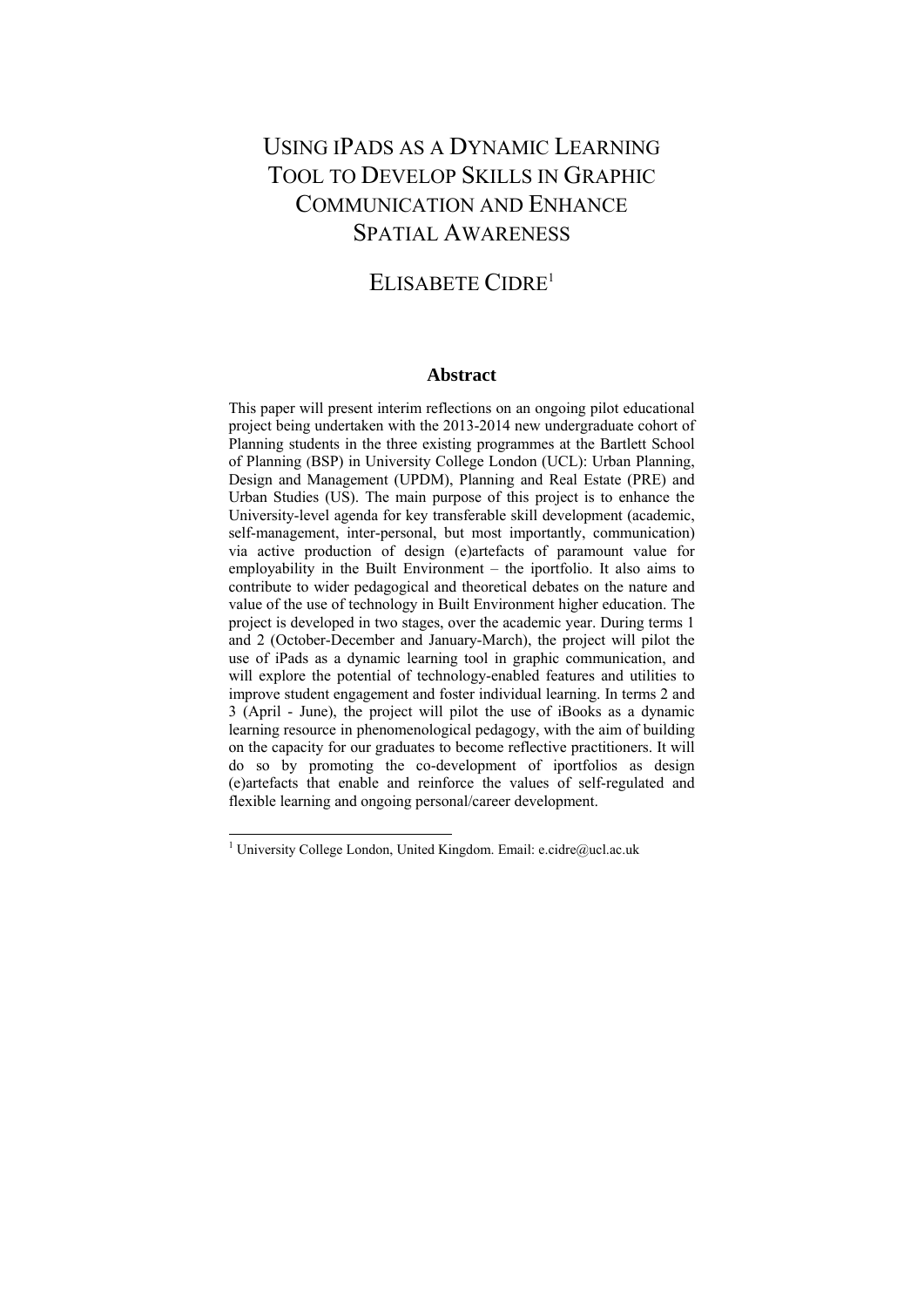# Using iPads as a Dynamic Learning Tool to Develop Skills in Graphic Communication and Enhance Spatial Awareness

## Elisabete Cidre[1]

### Abstract

This paper will present interim reflections on an ongoing pilot educational project being undertaken with the 2013-2014 new undergraduate cohort of Planning students in the three existing programmes at the Bartlett School of Planning (BSP) in University College London (UCL): Urban Planning, Design and Management (UPDM), Planning and Real Estate (PRE) and Urban Studies (US). The main purpose of this project is to enhance the University-level agenda for key transferable skill development (academic, self-management, inter-personal, but most importantly, communication) via active production of design (e)artefacts of paramount value for employability in the Built Environment – the iportfolio. It also aims to contribute to wider pedagogical and theoretical debates on the nature and value of the use of technology in Built Environment higher education. The project is developed in two stages, over the academic year. During terms 1 and 2 (October-December and January-March), the project will pilot the use of iPads as a dynamic learning tool in graphic communication, and will explore the potential of technology-enabled features and utilities to improve student engagement and foster individual learning. In terms 2 and 3 (April - June), the project will pilot the use of iBooks as a dynamic learning resource in phenomenological pedagogy, with the aim of building on the capacity for our graduates to become reflective practitioners. It will do so by promoting the co-development of iportfolios as design (e)artefacts that enable and reinforce the values of self-regulated and flexible learning and ongoing personal/career development.

---

[1] University College London, United Kingdom. Email: e.cidre@ucl.ac.uk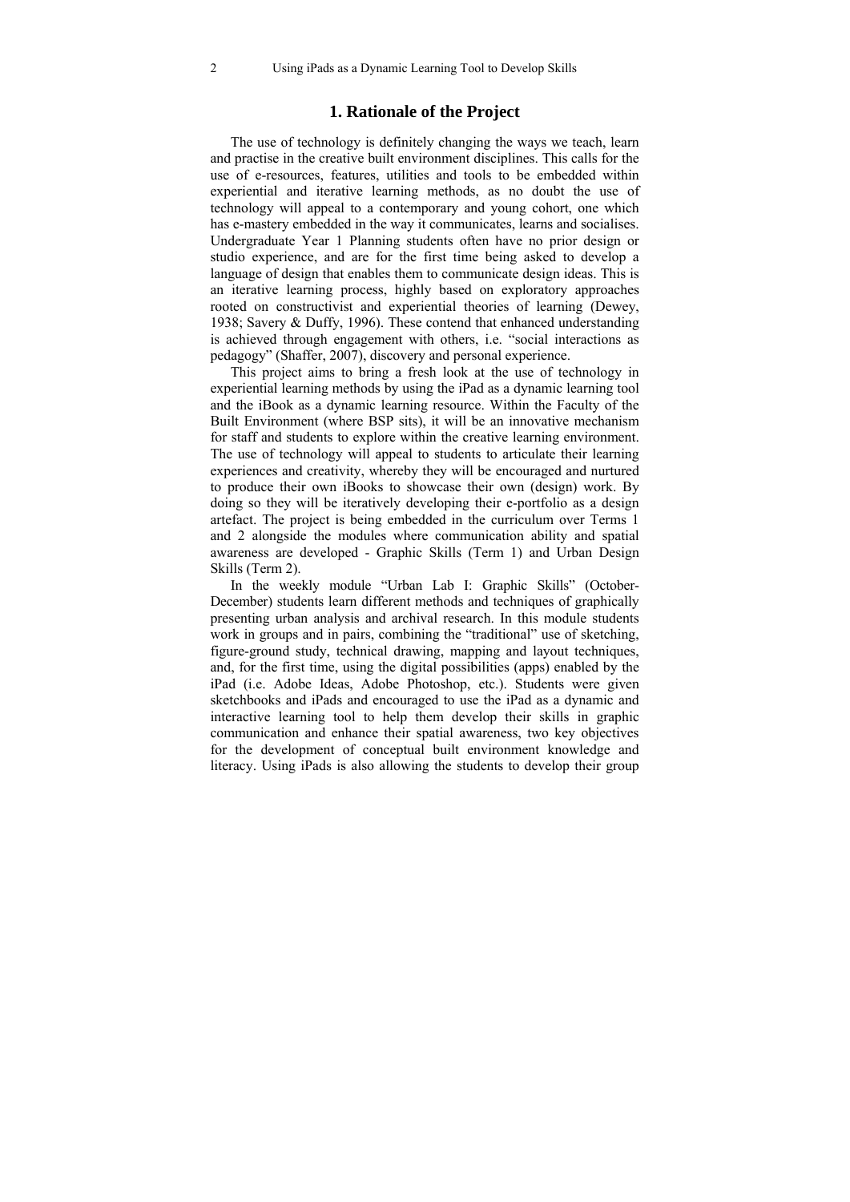## 1. Rationale of the Project

The use of technology is definitely changing the ways we teach, learn and practise in the creative built environment disciplines. This calls for the use of e-resources, features, utilities and tools to be embedded within experiential and iterative learning methods, as no doubt the use of technology will appeal to a contemporary and young cohort, one which has e-mastery embedded in the way it communicates, learns and socialises. Undergraduate Year 1 Planning students often have no prior design or studio experience, and are for the first time being asked to develop a language of design that enables them to communicate design ideas. This is an iterative learning process, highly based on exploratory approaches rooted on constructivist and experiential theories of learning (Dewey, 1938; Savery & Duffy, 1996). These contend that enhanced understanding is achieved through engagement with others, i.e. "social interactions as pedagogy" (Shaffer, 2007), discovery and personal experience.

This project aims to bring a fresh look at the use of technology in experiential learning methods by using the iPad as a dynamic learning tool and the iBook as a dynamic learning resource. Within the Faculty of the Built Environment (where BSP sits), it will be an innovative mechanism for staff and students to explore within the creative learning environment. The use of technology will appeal to students to articulate their learning experiences and creativity, whereby they will be encouraged and nurtured to produce their own iBooks to showcase their own (design) work. By doing so they will be iteratively developing their e-portfolio as a design artefact. The project is being embedded in the curriculum over Terms 1 and 2 alongside the modules where communication ability and spatial awareness are developed - Graphic Skills (Term 1) and Urban Design Skills (Term 2).

In the weekly module "Urban Lab I: Graphic Skills" (October-December) students learn different methods and techniques of graphically presenting urban analysis and archival research. In this module students work in groups and in pairs, combining the "traditional" use of sketching, figure-ground study, technical drawing, mapping and layout techniques, and, for the first time, using the digital possibilities (apps) enabled by the iPad (i.e. Adobe Ideas, Adobe Photoshop, etc.). Students were given sketchbooks and iPads and encouraged to use the iPad as a dynamic and interactive learning tool to help them develop their skills in graphic communication and enhance their spatial awareness, two key objectives for the development of conceptual built environment knowledge and literacy. Using iPads is also allowing the students to develop their group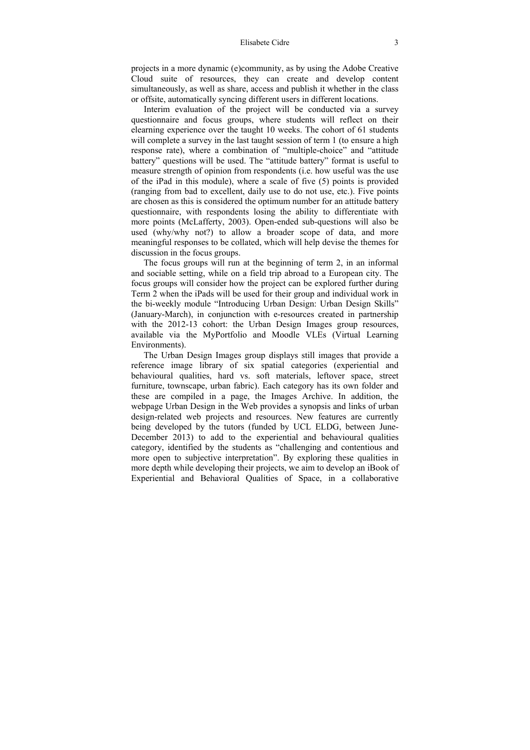projects in a more dynamic (e)community, as by using the Adobe Creative Cloud suite of resources, they can create and develop content simultaneously, as well as share, access and publish it whether in the class or offsite, automatically syncing different users in different locations.

Interim evaluation of the project will be conducted via a survey questionnaire and focus groups, where students will reflect on their elearning experience over the taught 10 weeks. The cohort of 61 students will complete a survey in the last taught session of term 1 (to ensure a high response rate), where a combination of "multiple-choice" and "attitude battery" questions will be used. The "attitude battery" format is useful to measure strength of opinion from respondents (i.e. how useful was the use of the iPad in this module), where a scale of five (5) points is provided (ranging from bad to excellent, daily use to do not use, etc.). Five points are chosen as this is considered the optimum number for an attitude battery questionnaire, with respondents losing the ability to differentiate with more points (McLafferty, 2003). Open-ended sub-questions will also be used (why/why not?) to allow a broader scope of data, and more meaningful responses to be collated, which will help devise the themes for discussion in the focus groups.

The focus groups will run at the beginning of term 2, in an informal and sociable setting, while on a field trip abroad to a European city. The focus groups will consider how the project can be explored further during Term 2 when the iPads will be used for their group and individual work in the bi-weekly module "Introducing Urban Design: Urban Design Skills" (January-March), in conjunction with e-resources created in partnership with the 2012-13 cohort: the Urban Design Images group resources, available via the MyPortfolio and Moodle VLEs (Virtual Learning Environments).

The Urban Design Images group displays still images that provide a reference image library of six spatial categories (experiential and behavioural qualities, hard vs. soft materials, leftover space, street furniture, townscape, urban fabric). Each category has its own folder and these are compiled in a page, the Images Archive. In addition, the webpage Urban Design in the Web provides a synopsis and links of urban design-related web projects and resources. New features are currently being developed by the tutors (funded by UCL ELDG, between June-December 2013) to add to the experiential and behavioural qualities category, identified by the students as "challenging and contentious and more open to subjective interpretation". By exploring these qualities in more depth while developing their projects, we aim to develop an iBook of Experiential and Behavioral Qualities of Space, in a collaborative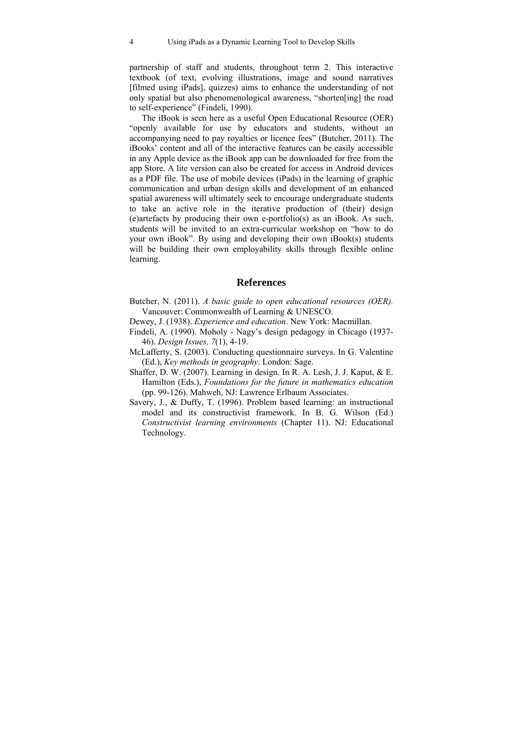partnership of staff and students, throughout term 2. This interactive textbook (of text, evolving illustrations, image and sound narratives [filmed using iPads], quizzes) aims to enhance the understanding of not only spatial but also phenomenological awareness, "shorten[ing] the road to self-experience" (Findeli, 1990).

The iBook is seen here as a useful Open Educational Resource (OER) "openly available for use by educators and students, without an accompanying need to pay royalties or licence fees" (Butcher, 2011). The iBooks' content and all of the interactive features can be easily accessible in any Apple device as the iBook app can be downloaded for free from the app Store. A lite version can also be created for access in Android devices as a PDF file. The use of mobile devices (iPads) in the learning of graphic communication and urban design skills and development of an enhanced spatial awareness will ultimately seek to encourage undergraduate students to take an active role in the iterative production of (their) design (e)artefacts by producing their own e-portfolio(s) as an iBook. As such, students will be invited to an extra-curricular workshop on "how to do your own iBook". By using and developing their own iBook(s) students will be building their own employability skills through flexible online learning.

## References

Butcher, N. (2011). *A basic guide to open educational resources (OER).* Vancouver: Commonwealth of Learning & UNESCO.

Dewey, J. (1938). *Experience and education*. New York: Macmillan.

Findeli, A. (1990). Moholy - Nagy's design pedagogy in Chicago (1937-46). *Design Issues, 7*(1), 4-19.

McLafferty, S. (2003). Conducting questionnaire surveys. In G. Valentine (Ed.), *Key methods in geography*. London: Sage.

Shaffer, D. W. (2007). Learning in design. In R. A. Lesh, J. J. Kaput, & E. Hamilton (Eds.), *Foundations for the future in mathematics education* (pp. 99-126). Mahweh, NJ: Lawrence Erlbaum Associates.

Savery, J., & Duffy, T. (1996). Problem based learning: an instructional model and its constructivist framework. In B. G. Wilson (Ed.) *Constructivist learning environments* (Chapter 11). NJ: Educational Technology.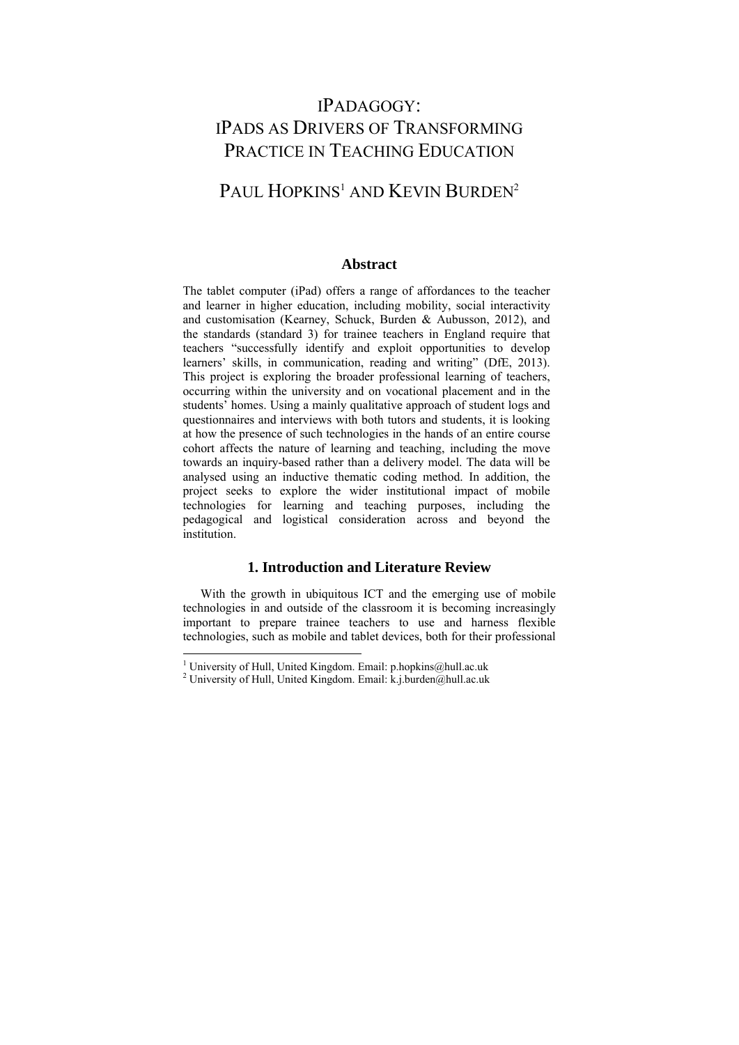# iPADAGOGY: iPADS AS DRIVERS OF TRANSFORMING PRACTICE IN TEACHING EDUCATION

## PAUL HOPKINS[1] AND KEVIN BURDEN[2]

### Abstract

The tablet computer (iPad) offers a range of affordances to the teacher and learner in higher education, including mobility, social interactivity and customisation (Kearney, Schuck, Burden & Aubusson, 2012), and the standards (standard 3) for trainee teachers in England require that teachers "successfully identify and exploit opportunities to develop learners' skills, in communication, reading and writing" (DfE, 2013). This project is exploring the broader professional learning of teachers, occurring within the university and on vocational placement and in the students' homes. Using a mainly qualitative approach of student logs and questionnaires and interviews with both tutors and students, it is looking at how the presence of such technologies in the hands of an entire course cohort affects the nature of learning and teaching, including the move towards an inquiry-based rather than a delivery model. The data will be analysed using an inductive thematic coding method. In addition, the project seeks to explore the wider institutional impact of mobile technologies for learning and teaching purposes, including the pedagogical and logistical consideration across and beyond the institution.

### 1. Introduction and Literature Review

With the growth in ubiquitous ICT and the emerging use of mobile technologies in and outside of the classroom it is becoming increasingly important to prepare trainee teachers to use and harness flexible technologies, such as mobile and tablet devices, both for their professional

[1] University of Hull, United Kingdom. Email: p.hopkins@hull.ac.uk

[2] University of Hull, United Kingdom. Email: k.j.burden@hull.ac.uk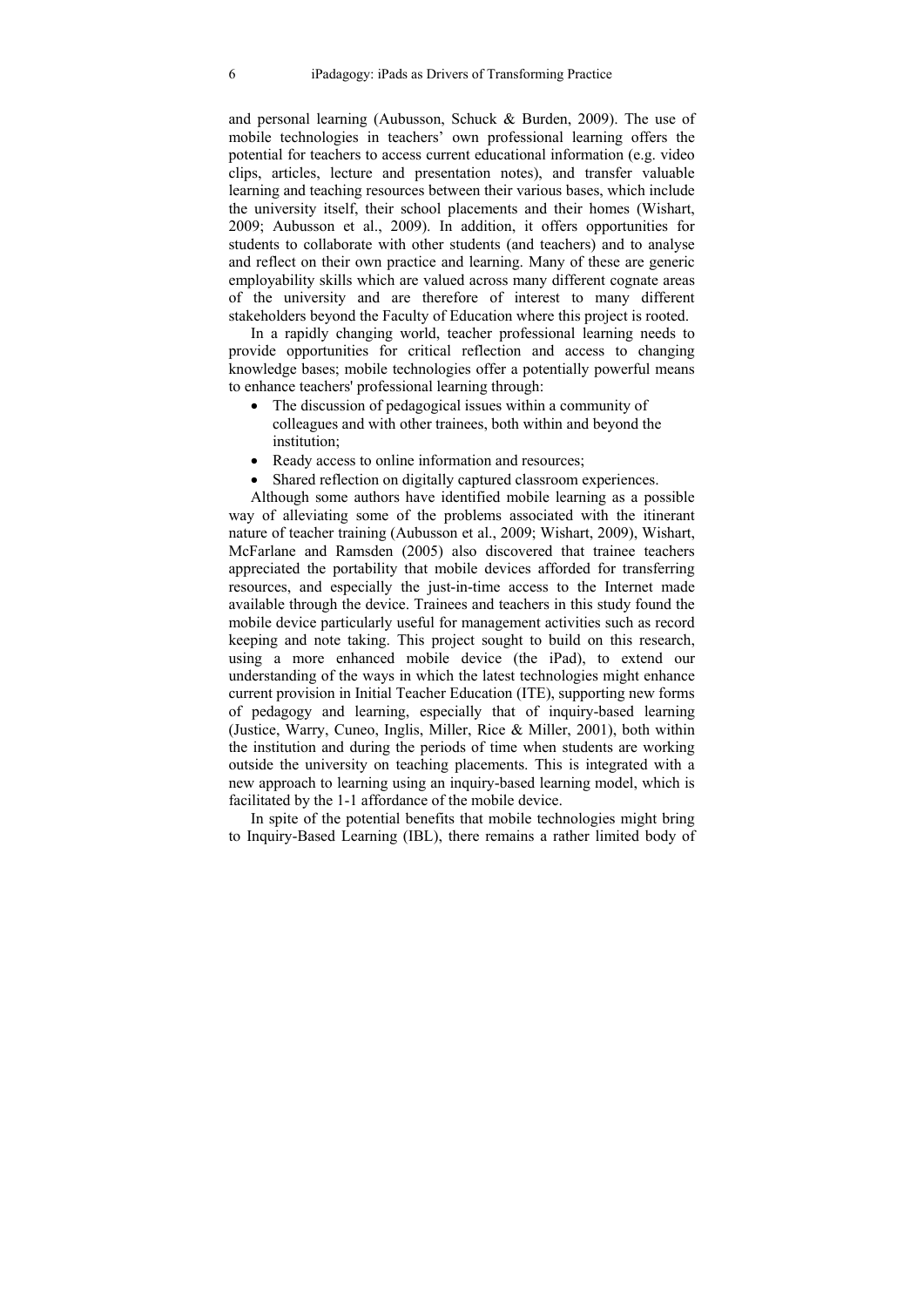and personal learning (Aubusson, Schuck & Burden, 2009). The use of mobile technologies in teachers' own professional learning offers the potential for teachers to access current educational information (e.g. video clips, articles, lecture and presentation notes), and transfer valuable learning and teaching resources between their various bases, which include the university itself, their school placements and their homes (Wishart, 2009; Aubusson et al., 2009). In addition, it offers opportunities for students to collaborate with other students (and teachers) and to analyse and reflect on their own practice and learning. Many of these are generic employability skills which are valued across many different cognate areas of the university and are therefore of interest to many different stakeholders beyond the Faculty of Education where this project is rooted.

In a rapidly changing world, teacher professional learning needs to provide opportunities for critical reflection and access to changing knowledge bases; mobile technologies offer a potentially powerful means to enhance teachers' professional learning through:

- The discussion of pedagogical issues within a community of colleagues and with other trainees, both within and beyond the institution;
- Ready access to online information and resources;
- Shared reflection on digitally captured classroom experiences.

Although some authors have identified mobile learning as a possible way of alleviating some of the problems associated with the itinerant nature of teacher training (Aubusson et al., 2009; Wishart, 2009), Wishart, McFarlane and Ramsden (2005) also discovered that trainee teachers appreciated the portability that mobile devices afforded for transferring resources, and especially the just-in-time access to the Internet made available through the device. Trainees and teachers in this study found the mobile device particularly useful for management activities such as record keeping and note taking. This project sought to build on this research, using a more enhanced mobile device (the iPad), to extend our understanding of the ways in which the latest technologies might enhance current provision in Initial Teacher Education (ITE), supporting new forms of pedagogy and learning, especially that of inquiry-based learning (Justice, Warry, Cuneo, Inglis, Miller, Rice & Miller, 2001), both within the institution and during the periods of time when students are working outside the university on teaching placements. This is integrated with a new approach to learning using an inquiry-based learning model, which is facilitated by the 1-1 affordance of the mobile device.

In spite of the potential benefits that mobile technologies might bring to Inquiry-Based Learning (IBL), there remains a rather limited body of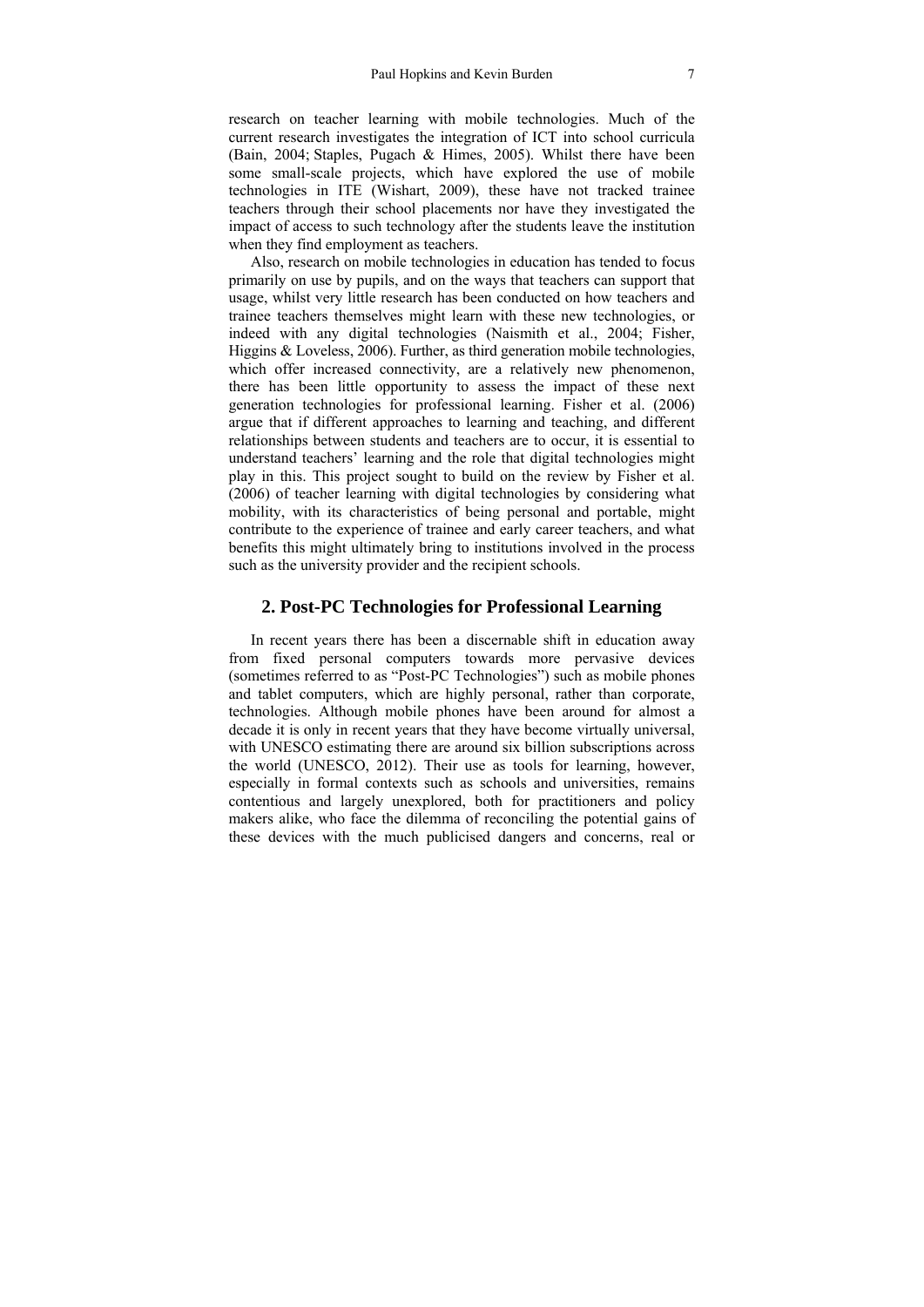research on teacher learning with mobile technologies. Much of the current research investigates the integration of ICT into school curricula (Bain, 2004; Staples, Pugach & Himes, 2005). Whilst there have been some small-scale projects, which have explored the use of mobile technologies in ITE (Wishart, 2009), these have not tracked trainee teachers through their school placements nor have they investigated the impact of access to such technology after the students leave the institution when they find employment as teachers.

Also, research on mobile technologies in education has tended to focus primarily on use by pupils, and on the ways that teachers can support that usage, whilst very little research has been conducted on how teachers and trainee teachers themselves might learn with these new technologies, or indeed with any digital technologies (Naismith et al., 2004; Fisher, Higgins & Loveless, 2006). Further, as third generation mobile technologies, which offer increased connectivity, are a relatively new phenomenon, there has been little opportunity to assess the impact of these next generation technologies for professional learning. Fisher et al. (2006) argue that if different approaches to learning and teaching, and different relationships between students and teachers are to occur, it is essential to understand teachers' learning and the role that digital technologies might play in this. This project sought to build on the review by Fisher et al. (2006) of teacher learning with digital technologies by considering what mobility, with its characteristics of being personal and portable, might contribute to the experience of trainee and early career teachers, and what benefits this might ultimately bring to institutions involved in the process such as the university provider and the recipient schools.

## 2. Post-PC Technologies for Professional Learning

In recent years there has been a discernable shift in education away from fixed personal computers towards more pervasive devices (sometimes referred to as "Post-PC Technologies") such as mobile phones and tablet computers, which are highly personal, rather than corporate, technologies. Although mobile phones have been around for almost a decade it is only in recent years that they have become virtually universal, with UNESCO estimating there are around six billion subscriptions across the world (UNESCO, 2012). Their use as tools for learning, however, especially in formal contexts such as schools and universities, remains contentious and largely unexplored, both for practitioners and policy makers alike, who face the dilemma of reconciling the potential gains of these devices with the much publicised dangers and concerns, real or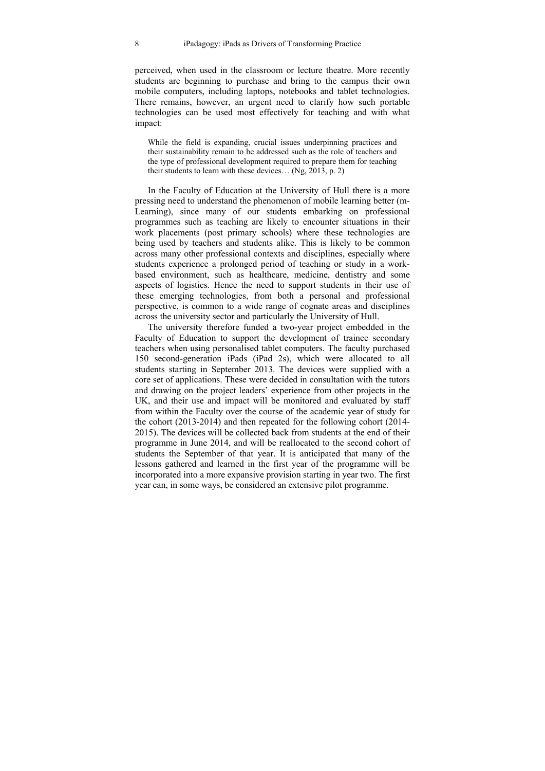perceived, when used in the classroom or lecture theatre. More recently students are beginning to purchase and bring to the campus their own mobile computers, including laptops, notebooks and tablet technologies. There remains, however, an urgent need to clarify how such portable technologies can be used most effectively for teaching and with what impact:

> While the field is expanding, crucial issues underpinning practices and their sustainability remain to be addressed such as the role of teachers and the type of professional development required to prepare them for teaching their students to learn with these devices… (Ng, 2013, p. 2)

In the Faculty of Education at the University of Hull there is a more pressing need to understand the phenomenon of mobile learning better (m-Learning), since many of our students embarking on professional programmes such as teaching are likely to encounter situations in their work placements (post primary schools) where these technologies are being used by teachers and students alike. This is likely to be common across many other professional contexts and disciplines, especially where students experience a prolonged period of teaching or study in a work-based environment, such as healthcare, medicine, dentistry and some aspects of logistics. Hence the need to support students in their use of these emerging technologies, from both a personal and professional perspective, is common to a wide range of cognate areas and disciplines across the university sector and particularly the University of Hull.

The university therefore funded a two-year project embedded in the Faculty of Education to support the development of trainee secondary teachers when using personalised tablet computers. The faculty purchased 150 second-generation iPads (iPad 2s), which were allocated to all students starting in September 2013. The devices were supplied with a core set of applications. These were decided in consultation with the tutors and drawing on the project leaders' experience from other projects in the UK, and their use and impact will be monitored and evaluated by staff from within the Faculty over the course of the academic year of study for the cohort (2013-2014) and then repeated for the following cohort (2014-2015). The devices will be collected back from students at the end of their programme in June 2014, and will be reallocated to the second cohort of students the September of that year. It is anticipated that many of the lessons gathered and learned in the first year of the programme will be incorporated into a more expansive provision starting in year two. The first year can, in some ways, be considered an extensive pilot programme.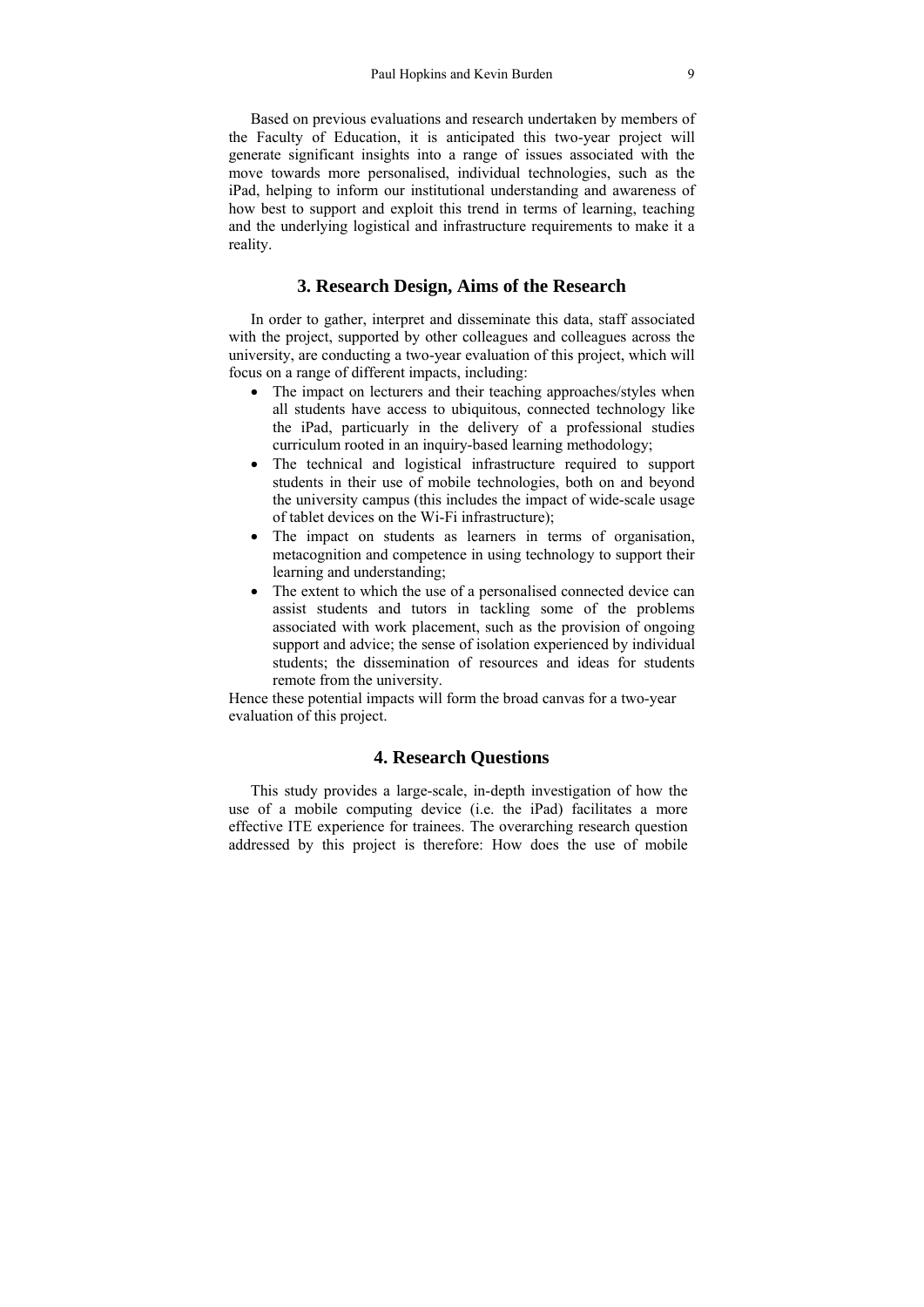Based on previous evaluations and research undertaken by members of the Faculty of Education, it is anticipated this two-year project will generate significant insights into a range of issues associated with the move towards more personalised, individual technologies, such as the iPad, helping to inform our institutional understanding and awareness of how best to support and exploit this trend in terms of learning, teaching and the underlying logistical and infrastructure requirements to make it a reality.

## 3. Research Design, Aims of the Research

In order to gather, interpret and disseminate this data, staff associated with the project, supported by other colleagues and colleagues across the university, are conducting a two-year evaluation of this project, which will focus on a range of different impacts, including:

- The impact on lecturers and their teaching approaches/styles when all students have access to ubiquitous, connected technology like the iPad, particuarly in the delivery of a professional studies curriculum rooted in an inquiry-based learning methodology;
- The technical and logistical infrastructure required to support students in their use of mobile technologies, both on and beyond the university campus (this includes the impact of wide-scale usage of tablet devices on the Wi-Fi infrastructure);
- The impact on students as learners in terms of organisation, metacognition and competence in using technology to support their learning and understanding;
- The extent to which the use of a personalised connected device can assist students and tutors in tackling some of the problems associated with work placement, such as the provision of ongoing support and advice; the sense of isolation experienced by individual students; the dissemination of resources and ideas for students remote from the university.

Hence these potential impacts will form the broad canvas for a two-year evaluation of this project.

## 4. Research Questions

This study provides a large-scale, in-depth investigation of how the use of a mobile computing device (i.e. the iPad) facilitates a more effective ITE experience for trainees. The overarching research question addressed by this project is therefore: How does the use of mobile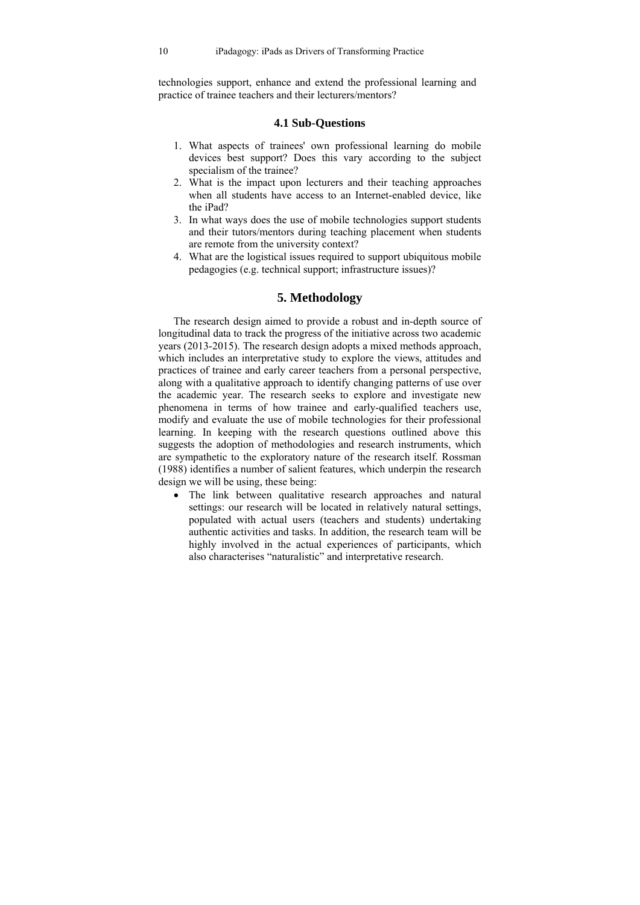technologies support, enhance and extend the professional learning and practice of trainee teachers and their lecturers/mentors?

### 4.1 Sub-Questions

1. What aspects of trainees' own professional learning do mobile devices best support? Does this vary according to the subject specialism of the trainee?
2. What is the impact upon lecturers and their teaching approaches when all students have access to an Internet-enabled device, like the iPad?
3. In what ways does the use of mobile technologies support students and their tutors/mentors during teaching placement when students are remote from the university context?
4. What are the logistical issues required to support ubiquitous mobile pedagogies (e.g. technical support; infrastructure issues)?

## 5. Methodology

The research design aimed to provide a robust and in-depth source of longitudinal data to track the progress of the initiative across two academic years (2013-2015). The research design adopts a mixed methods approach, which includes an interpretative study to explore the views, attitudes and practices of trainee and early career teachers from a personal perspective, along with a qualitative approach to identify changing patterns of use over the academic year. The research seeks to explore and investigate new phenomena in terms of how trainee and early-qualified teachers use, modify and evaluate the use of mobile technologies for their professional learning. In keeping with the research questions outlined above this suggests the adoption of methodologies and research instruments, which are sympathetic to the exploratory nature of the research itself. Rossman (1988) identifies a number of salient features, which underpin the research design we will be using, these being:

- The link between qualitative research approaches and natural settings: our research will be located in relatively natural settings, populated with actual users (teachers and students) undertaking authentic activities and tasks. In addition, the research team will be highly involved in the actual experiences of participants, which also characterises "naturalistic" and interpretative research.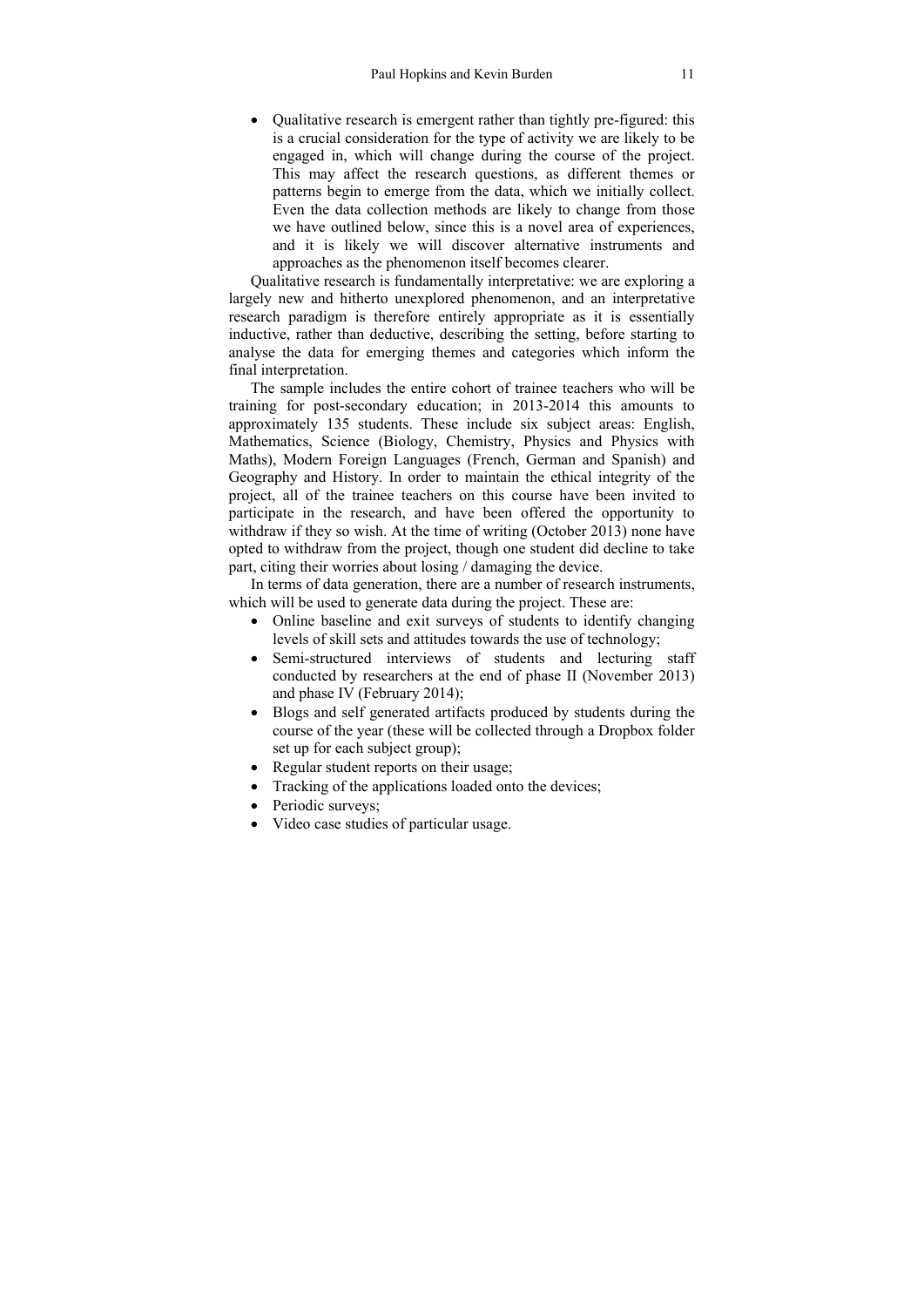- Qualitative research is emergent rather than tightly pre-figured: this is a crucial consideration for the type of activity we are likely to be engaged in, which will change during the course of the project. This may affect the research questions, as different themes or patterns begin to emerge from the data, which we initially collect. Even the data collection methods are likely to change from those we have outlined below, since this is a novel area of experiences, and it is likely we will discover alternative instruments and approaches as the phenomenon itself becomes clearer.

Qualitative research is fundamentally interpretative: we are exploring a largely new and hitherto unexplored phenomenon, and an interpretative research paradigm is therefore entirely appropriate as it is essentially inductive, rather than deductive, describing the setting, before starting to analyse the data for emerging themes and categories which inform the final interpretation.

The sample includes the entire cohort of trainee teachers who will be training for post-secondary education; in 2013-2014 this amounts to approximately 135 students. These include six subject areas: English, Mathematics, Science (Biology, Chemistry, Physics and Physics with Maths), Modern Foreign Languages (French, German and Spanish) and Geography and History. In order to maintain the ethical integrity of the project, all of the trainee teachers on this course have been invited to participate in the research, and have been offered the opportunity to withdraw if they so wish. At the time of writing (October 2013) none have opted to withdraw from the project, though one student did decline to take part, citing their worries about losing / damaging the device.

In terms of data generation, there are a number of research instruments, which will be used to generate data during the project. These are:

- Online baseline and exit surveys of students to identify changing levels of skill sets and attitudes towards the use of technology;
- Semi-structured interviews of students and lecturing staff conducted by researchers at the end of phase II (November 2013) and phase IV (February 2014);
- Blogs and self generated artifacts produced by students during the course of the year (these will be collected through a Dropbox folder set up for each subject group);
- Regular student reports on their usage;
- Tracking of the applications loaded onto the devices;
- Periodic surveys;
- Video case studies of particular usage.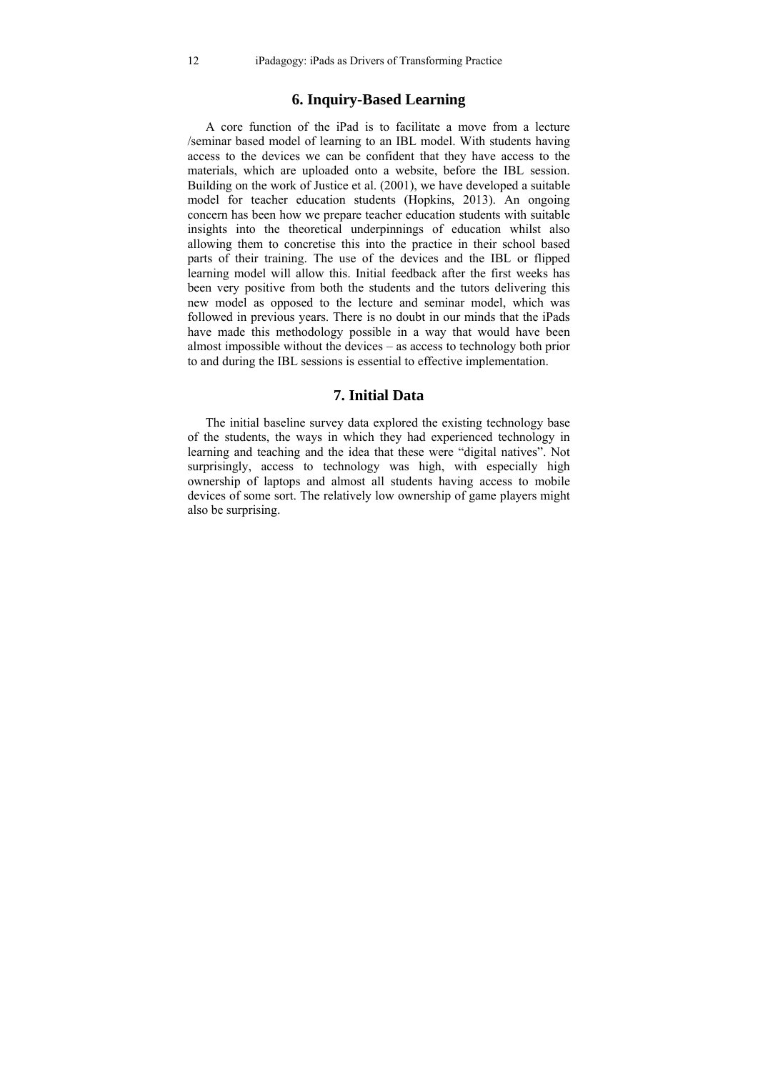## 6. Inquiry-Based Learning

A core function of the iPad is to facilitate a move from a lecture /seminar based model of learning to an IBL model. With students having access to the devices we can be confident that they have access to the materials, which are uploaded onto a website, before the IBL session. Building on the work of Justice et al. (2001), we have developed a suitable model for teacher education students (Hopkins, 2013). An ongoing concern has been how we prepare teacher education students with suitable insights into the theoretical underpinnings of education whilst also allowing them to concretise this into the practice in their school based parts of their training. The use of the devices and the IBL or flipped learning model will allow this. Initial feedback after the first weeks has been very positive from both the students and the tutors delivering this new model as opposed to the lecture and seminar model, which was followed in previous years. There is no doubt in our minds that the iPads have made this methodology possible in a way that would have been almost impossible without the devices – as access to technology both prior to and during the IBL sessions is essential to effective implementation.

## 7. Initial Data

The initial baseline survey data explored the existing technology base of the students, the ways in which they had experienced technology in learning and teaching and the idea that these were "digital natives". Not surprisingly, access to technology was high, with especially high ownership of laptops and almost all students having access to mobile devices of some sort. The relatively low ownership of game players might also be surprising.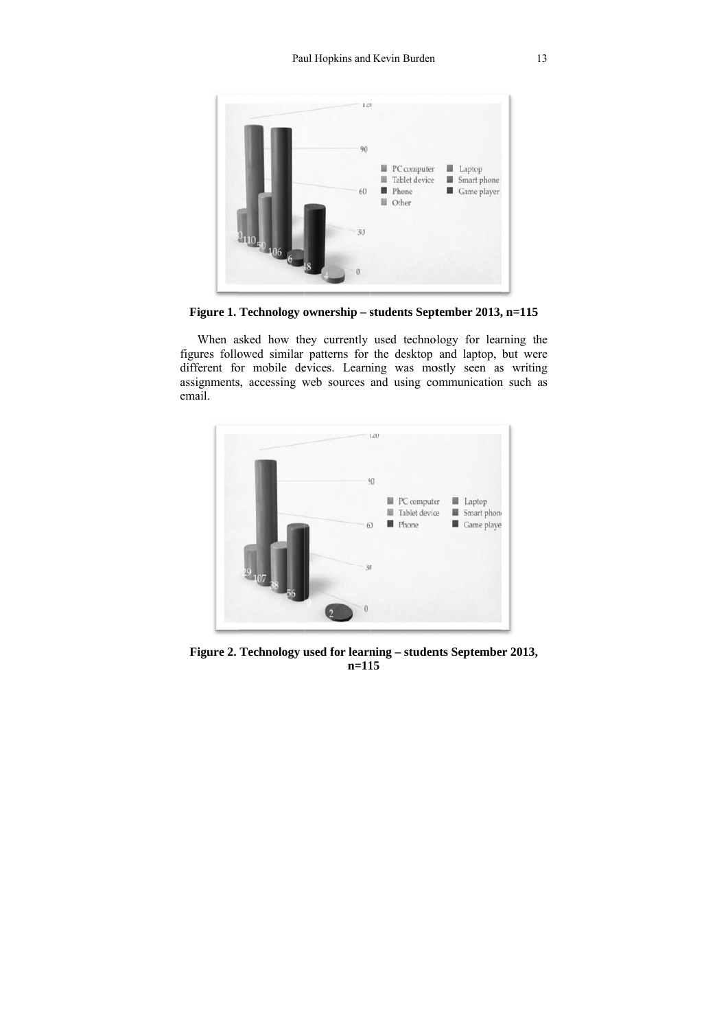**Figure 1. Technology ownership – students September 2013, n=115**

When asked how they currently used technology for learning the figures followed similar patterns for the desktop and laptop, but were different for mobile devices. Learning was mostly seen as writing assignments, accessing web sources and using communication such as email.

**Figure 2. Technology used for learning – students September 2013, n=115**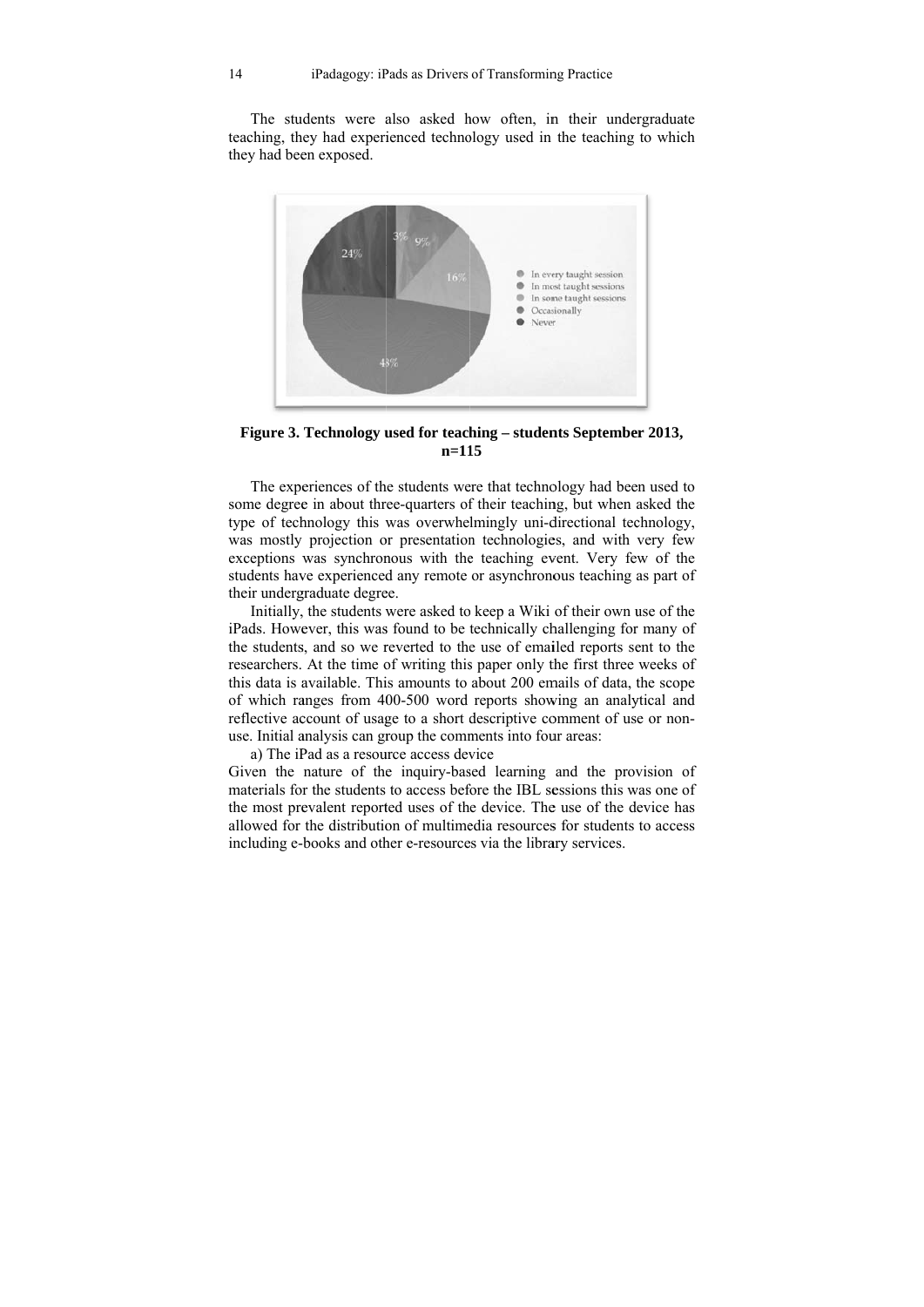The students were also asked how often, in their undergraduate teaching, they had experienced technology used in the teaching to which they had been exposed.

**Figure 3. Technology used for teaching – students September 2013, n=115**

The experiences of the students were that technology had been used to some degree in about three-quarters of their teaching, but when asked the type of technology this was overwhelmingly uni-directional technology, was mostly projection or presentation technologies, and with very few exceptions was synchronous with the teaching event. Very few of the students have experienced any remote or asynchronous teaching as part of their undergraduate degree.

Initially, the students were asked to keep a Wiki of their own use of the iPads. However, this was found to be technically challenging for many of the students, and so we reverted to the use of emailed reports sent to the researchers. At the time of writing this paper only the first three weeks of this data is available. This amounts to about 200 emails of data, the scope of which ranges from 400-500 word reports showing an analytical and reflective account of usage to a short descriptive comment of use or non-use. Initial analysis can group the comments into four areas:

a) The iPad as a resource access device

Given the nature of the inquiry-based learning and the provision of materials for the students to access before the IBL sessions this was one of the most prevalent reported uses of the device. The use of the device has allowed for the distribution of multimedia resources for students to access including e-books and other e-resources via the library services.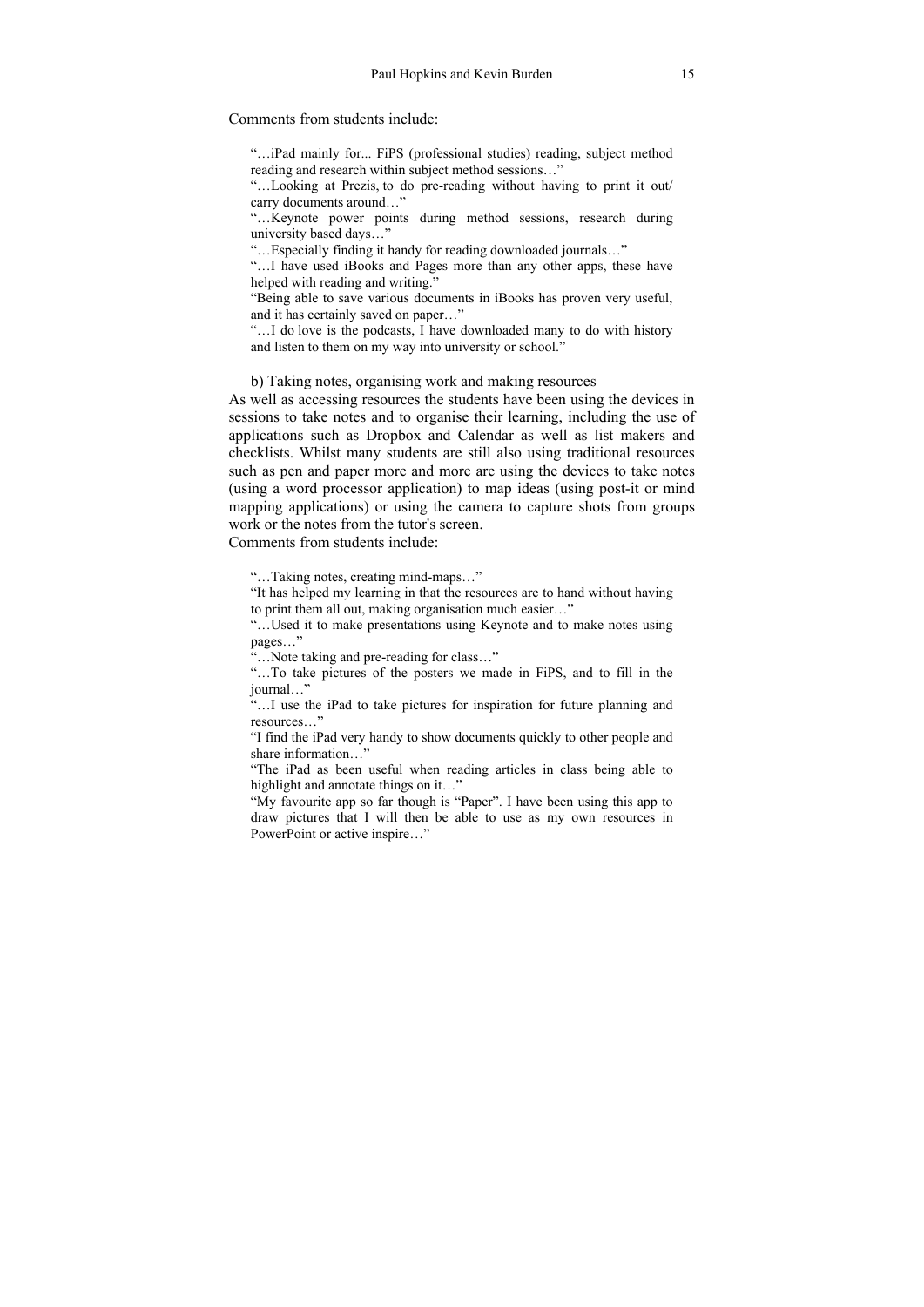Comments from students include:

> "…iPad mainly for... FiPS (professional studies) reading, subject method reading and research within subject method sessions…"
>
> "…Looking at Prezis, to do pre-reading without having to print it out/ carry documents around…"
>
> "…Keynote power points during method sessions, research during university based days…"
>
> "…Especially finding it handy for reading downloaded journals…"
>
> "…I have used iBooks and Pages more than any other apps, these have helped with reading and writing."
>
> "Being able to save various documents in iBooks has proven very useful, and it has certainly saved on paper…"
>
> "…I do love is the podcasts, I have downloaded many to do with history and listen to them on my way into university or school."

b) Taking notes, organising work and making resources

As well as accessing resources the students have been using the devices in sessions to take notes and to organise their learning, including the use of applications such as Dropbox and Calendar as well as list makers and checklists. Whilst many students are still also using traditional resources such as pen and paper more and more are using the devices to take notes (using a word processor application) to map ideas (using post-it or mind mapping applications) or using the camera to capture shots from groups work or the notes from the tutor's screen.

Comments from students include:

> "…Taking notes, creating mind-maps…"
>
> "It has helped my learning in that the resources are to hand without having to print them all out, making organisation much easier…"
>
> "…Used it to make presentations using Keynote and to make notes using pages…"
>
> "…Note taking and pre-reading for class…"
>
> "…To take pictures of the posters we made in FiPS, and to fill in the journal…"
>
> "…I use the iPad to take pictures for inspiration for future planning and resources…"
>
> "I find the iPad very handy to show documents quickly to other people and share information…"
>
> "The iPad as been useful when reading articles in class being able to highlight and annotate things on it…"
>
> "My favourite app so far though is "Paper". I have been using this app to draw pictures that I will then be able to use as my own resources in PowerPoint or active inspire…"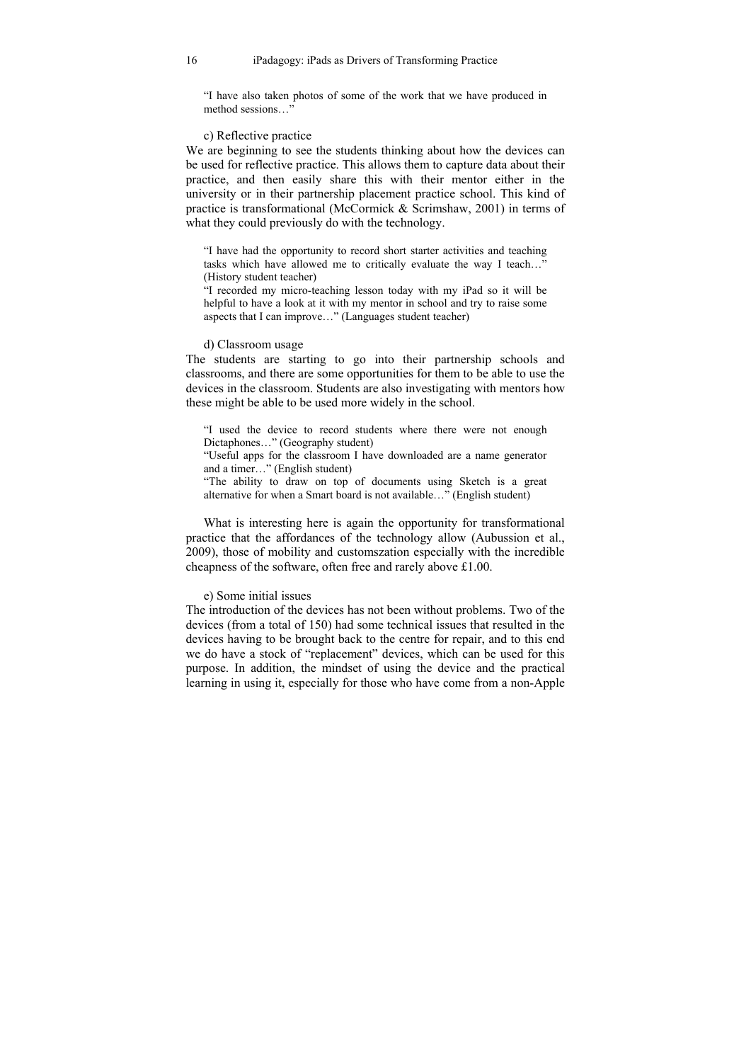> "I have also taken photos of some of the work that we have produced in method sessions…"

c) Reflective practice

We are beginning to see the students thinking about how the devices can be used for reflective practice. This allows them to capture data about their practice, and then easily share this with their mentor either in the university or in their partnership placement practice school. This kind of practice is transformational (McCormick & Scrimshaw, 2001) in terms of what they could previously do with the technology.

> "I have had the opportunity to record short starter activities and teaching tasks which have allowed me to critically evaluate the way I teach…" (History student teacher)
>
> "I recorded my micro-teaching lesson today with my iPad so it will be helpful to have a look at it with my mentor in school and try to raise some aspects that I can improve…" (Languages student teacher)

d) Classroom usage

The students are starting to go into their partnership schools and classrooms, and there are some opportunities for them to be able to use the devices in the classroom. Students are also investigating with mentors how these might be able to be used more widely in the school.

> "I used the device to record students where there were not enough Dictaphones…" (Geography student)
>
> "Useful apps for the classroom I have downloaded are a name generator and a timer…" (English student)
>
> "The ability to draw on top of documents using Sketch is a great alternative for when a Smart board is not available…" (English student)

What is interesting here is again the opportunity for transformational practice that the affordances of the technology allow (Aubussion et al., 2009), those of mobility and customszation especially with the incredible cheapness of the software, often free and rarely above £1.00.

e) Some initial issues

The introduction of the devices has not been without problems. Two of the devices (from a total of 150) had some technical issues that resulted in the devices having to be brought back to the centre for repair, and to this end we do have a stock of "replacement" devices, which can be used for this purpose. In addition, the mindset of using the device and the practical learning in using it, especially for those who have come from a non-Apple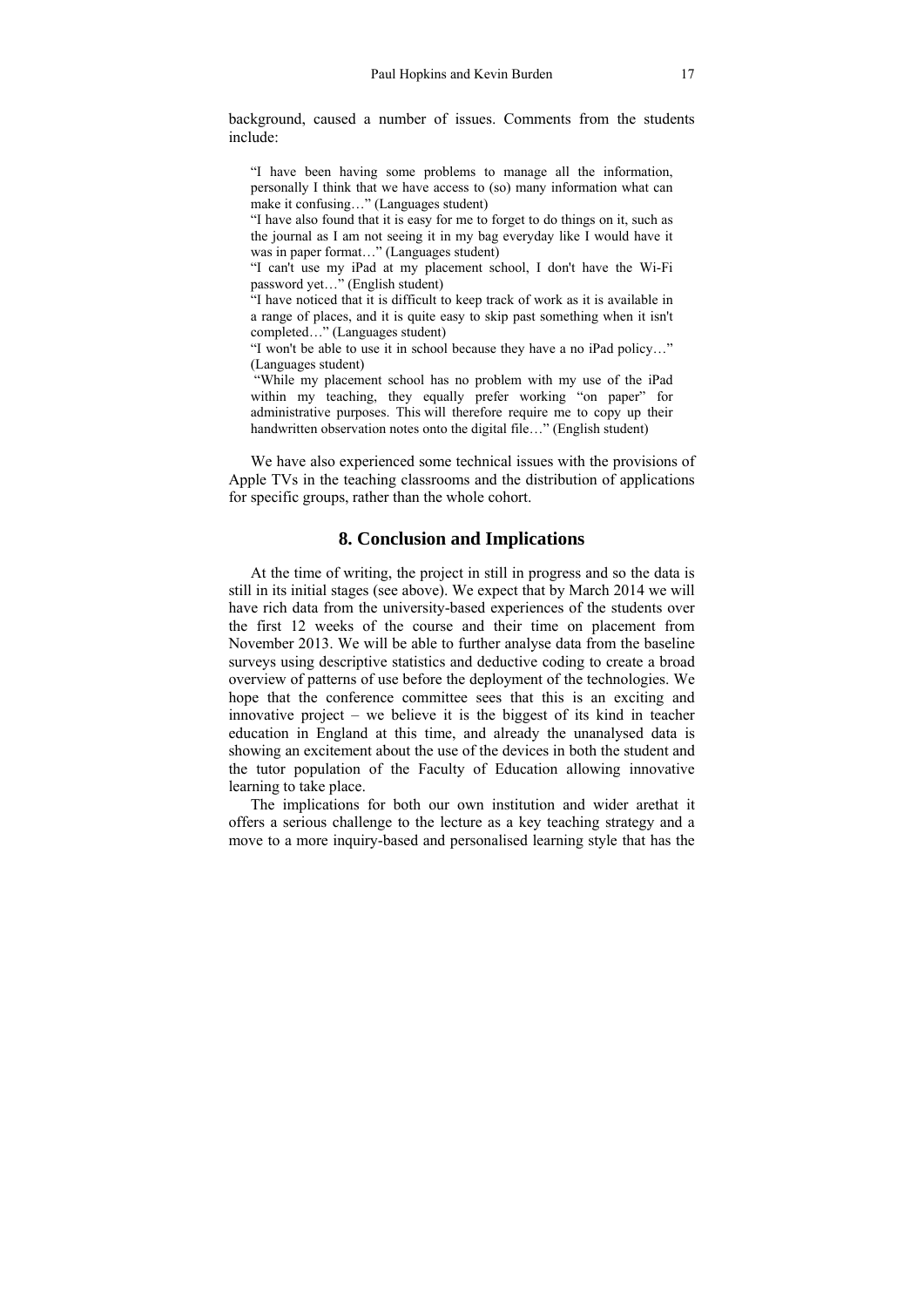background, caused a number of issues. Comments from the students include:

> "I have been having some problems to manage all the information, personally I think that we have access to (so) many information what can make it confusing…" (Languages student)
>
> "I have also found that it is easy for me to forget to do things on it, such as the journal as I am not seeing it in my bag everyday like I would have it was in paper format…" (Languages student)
>
> "I can't use my iPad at my placement school, I don't have the Wi-Fi password yet…" (English student)
>
> "I have noticed that it is difficult to keep track of work as it is available in a range of places, and it is quite easy to skip past something when it isn't completed…" (Languages student)
>
> "I won't be able to use it in school because they have a no iPad policy…" (Languages student)
>
> "While my placement school has no problem with my use of the iPad within my teaching, they equally prefer working "on paper" for administrative purposes. This will therefore require me to copy up their handwritten observation notes onto the digital file…" (English student)

We have also experienced some technical issues with the provisions of Apple TVs in the teaching classrooms and the distribution of applications for specific groups, rather than the whole cohort.

## 8. Conclusion and Implications

At the time of writing, the project in still in progress and so the data is still in its initial stages (see above). We expect that by March 2014 we will have rich data from the university-based experiences of the students over the first 12 weeks of the course and their time on placement from November 2013. We will be able to further analyse data from the baseline surveys using descriptive statistics and deductive coding to create a broad overview of patterns of use before the deployment of the technologies. We hope that the conference committee sees that this is an exciting and innovative project – we believe it is the biggest of its kind in teacher education in England at this time, and already the unanalysed data is showing an excitement about the use of the devices in both the student and the tutor population of the Faculty of Education allowing innovative learning to take place.

The implications for both our own institution and wider arethat it offers a serious challenge to the lecture as a key teaching strategy and a move to a more inquiry-based and personalised learning style that has the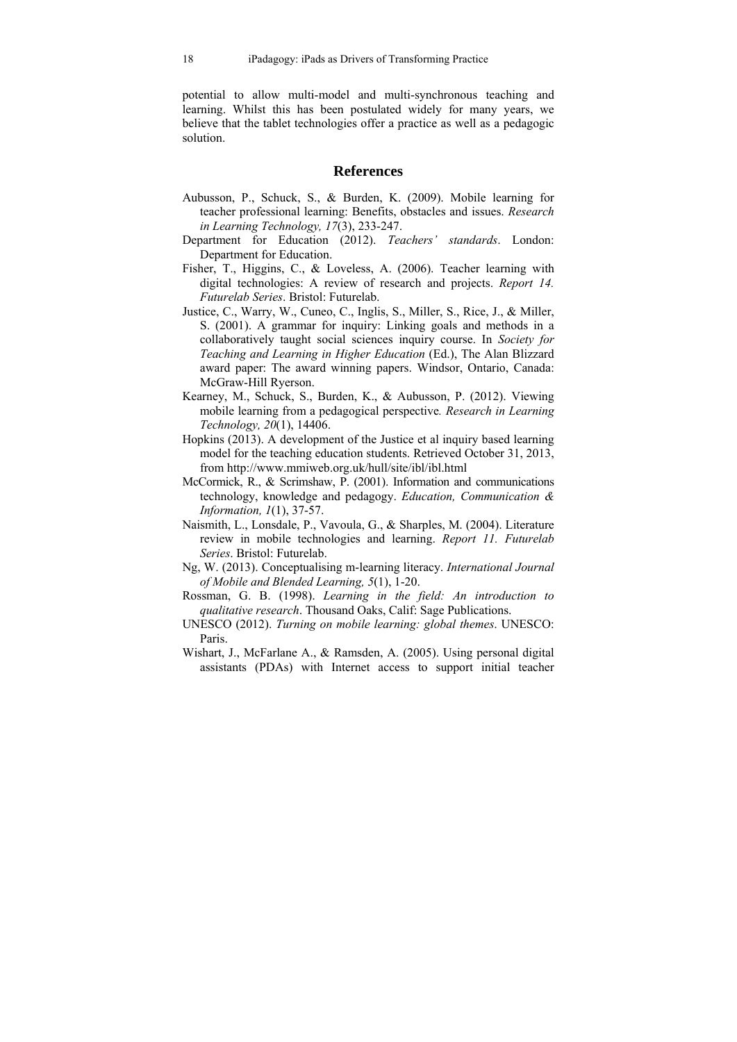potential to allow multi-model and multi-synchronous teaching and learning. Whilst this has been postulated widely for many years, we believe that the tablet technologies offer a practice as well as a pedagogic solution.

## References

Aubusson, P., Schuck, S., & Burden, K. (2009). Mobile learning for teacher professional learning: Benefits, obstacles and issues. *Research in Learning Technology, 17*(3), 233-247.

Department for Education (2012). *Teachers' standards*. London: Department for Education.

Fisher, T., Higgins, C., & Loveless, A. (2006). Teacher learning with digital technologies: A review of research and projects. *Report 14. Futurelab Series*. Bristol: Futurelab.

Justice, C., Warry, W., Cuneo, C., Inglis, S., Miller, S., Rice, J., & Miller, S. (2001). A grammar for inquiry: Linking goals and methods in a collaboratively taught social sciences inquiry course. In *Society for Teaching and Learning in Higher Education* (Ed.), The Alan Blizzard award paper: The award winning papers. Windsor, Ontario, Canada: McGraw-Hill Ryerson.

Kearney, M., Schuck, S., Burden, K., & Aubusson, P. (2012). Viewing mobile learning from a pedagogical perspective*. Research in Learning Technology, 20*(1), 14406.

Hopkins (2013). A development of the Justice et al inquiry based learning model for the teaching education students. Retrieved October 31, 2013, from http://www.mmiweb.org.uk/hull/site/ibl/ibl.html

McCormick, R., & Scrimshaw, P. (2001). Information and communications technology, knowledge and pedagogy. *Education, Communication & Information, 1*(1), 37-57.

Naismith, L., Lonsdale, P., Vavoula, G., & Sharples, M. (2004). Literature review in mobile technologies and learning. *Report 11. Futurelab Series*. Bristol: Futurelab.

Ng, W. (2013). Conceptualising m-learning literacy. *International Journal of Mobile and Blended Learning, 5*(1), 1-20.

Rossman, G. B. (1998). *Learning in the field: An introduction to qualitative research*. Thousand Oaks, Calif: Sage Publications.

UNESCO (2012). *Turning on mobile learning: global themes*. UNESCO: Paris.

Wishart, J., McFarlane A., & Ramsden, A. (2005). Using personal digital assistants (PDAs) with Internet access to support initial teacher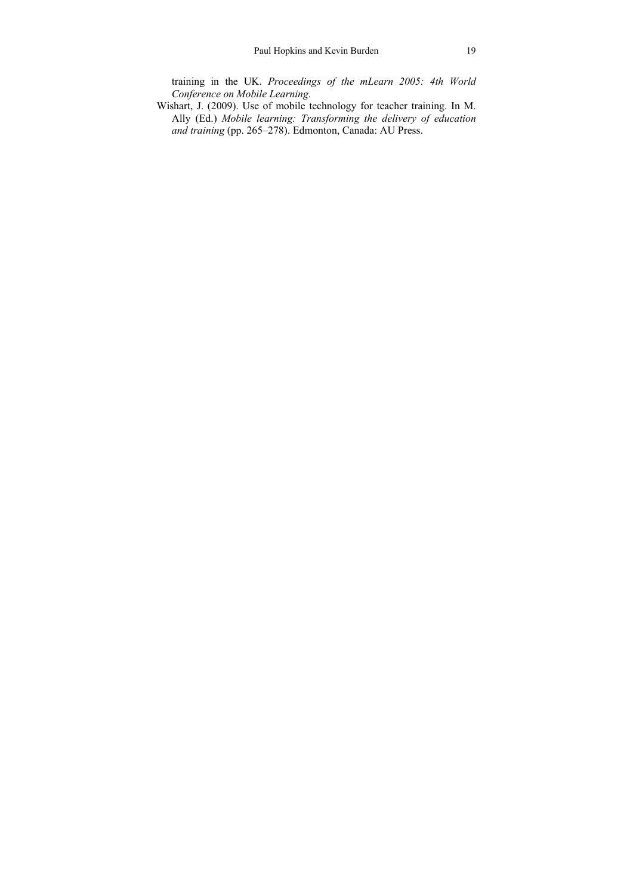training in the UK. *Proceedings of the mLearn 2005: 4th World Conference on Mobile Learning*.

Wishart, J. (2009). Use of mobile technology for teacher training. In M. Ally (Ed.) *Mobile learning: Transforming the delivery of education and training* (pp. 265–278). Edmonton, Canada: AU Press.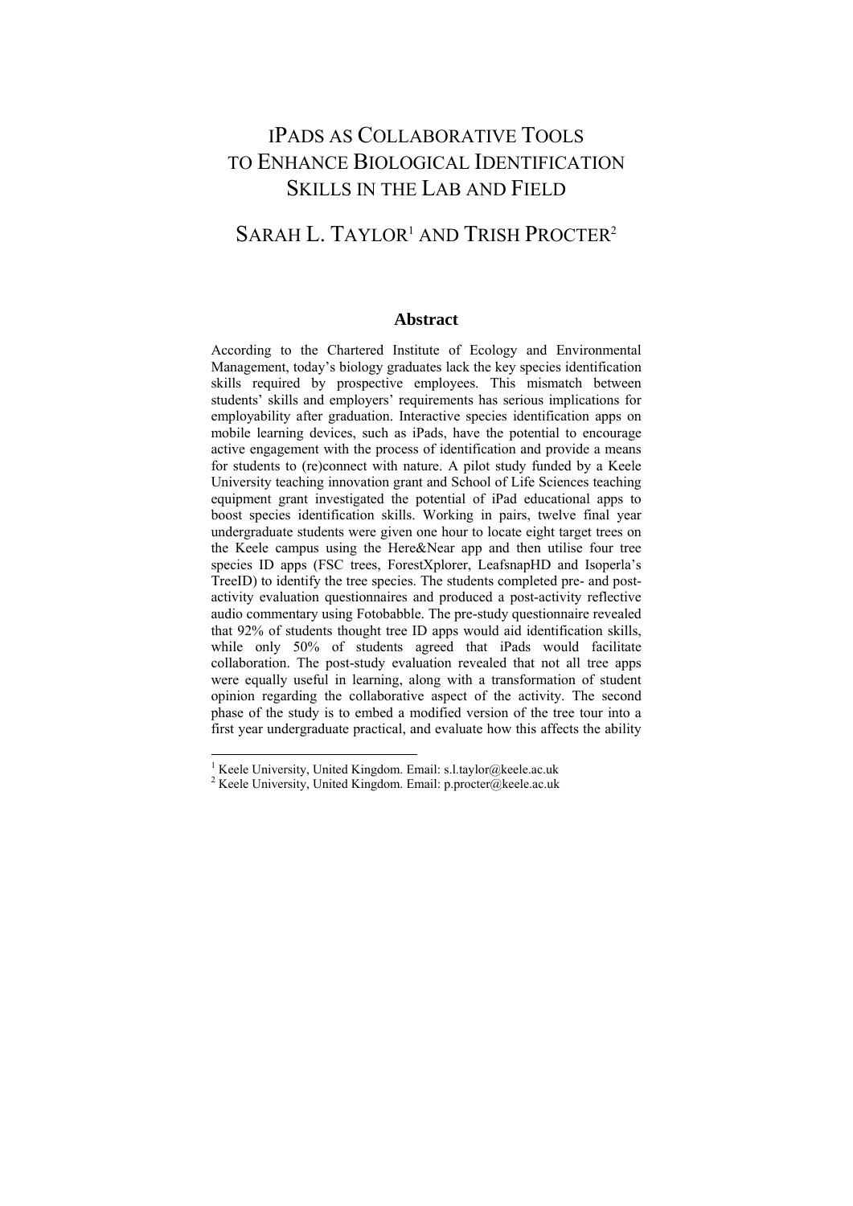# iPADS AS COLLABORATIVE TOOLS TO ENHANCE BIOLOGICAL IDENTIFICATION SKILLS IN THE LAB AND FIELD

## SARAH L. TAYLOR[1] AND TRISH PROCTER[2]

### Abstract

According to the Chartered Institute of Ecology and Environmental Management, today's biology graduates lack the key species identification skills required by prospective employees. This mismatch between students' skills and employers' requirements has serious implications for employability after graduation. Interactive species identification apps on mobile learning devices, such as iPads, have the potential to encourage active engagement with the process of identification and provide a means for students to (re)connect with nature. A pilot study funded by a Keele University teaching innovation grant and School of Life Sciences teaching equipment grant investigated the potential of iPad educational apps to boost species identification skills. Working in pairs, twelve final year undergraduate students were given one hour to locate eight target trees on the Keele campus using the Here&Near app and then utilise four tree species ID apps (FSC trees, ForestXplorer, LeafsnapHD and Isoperla's TreeID) to identify the tree species. The students completed pre- and post-activity evaluation questionnaires and produced a post-activity reflective audio commentary using Fotobabble. The pre-study questionnaire revealed that 92% of students thought tree ID apps would aid identification skills, while only 50% of students agreed that iPads would facilitate collaboration. The post-study evaluation revealed that not all tree apps were equally useful in learning, along with a transformation of student opinion regarding the collaborative aspect of the activity. The second phase of the study is to embed a modified version of the tree tour into a first year undergraduate practical, and evaluate how this affects the ability

[1] Keele University, United Kingdom. Email: s.l.taylor@keele.ac.uk

[2] Keele University, United Kingdom. Email: p.procter@keele.ac.uk